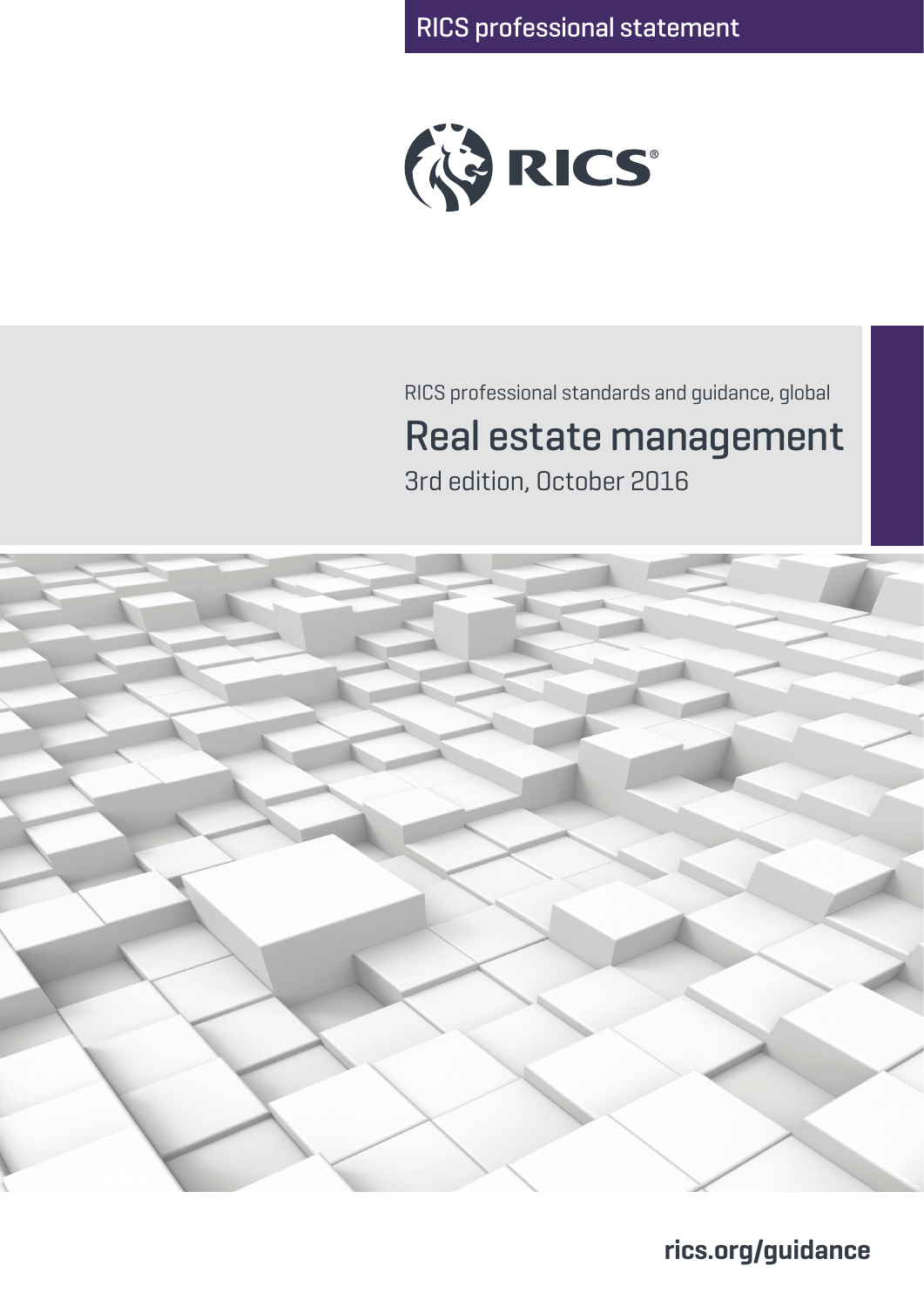RICS professional statement

RICS

RICS professional standards and guidance, global

# Real estate management

3rd edition, October 2016

rics.org/guidance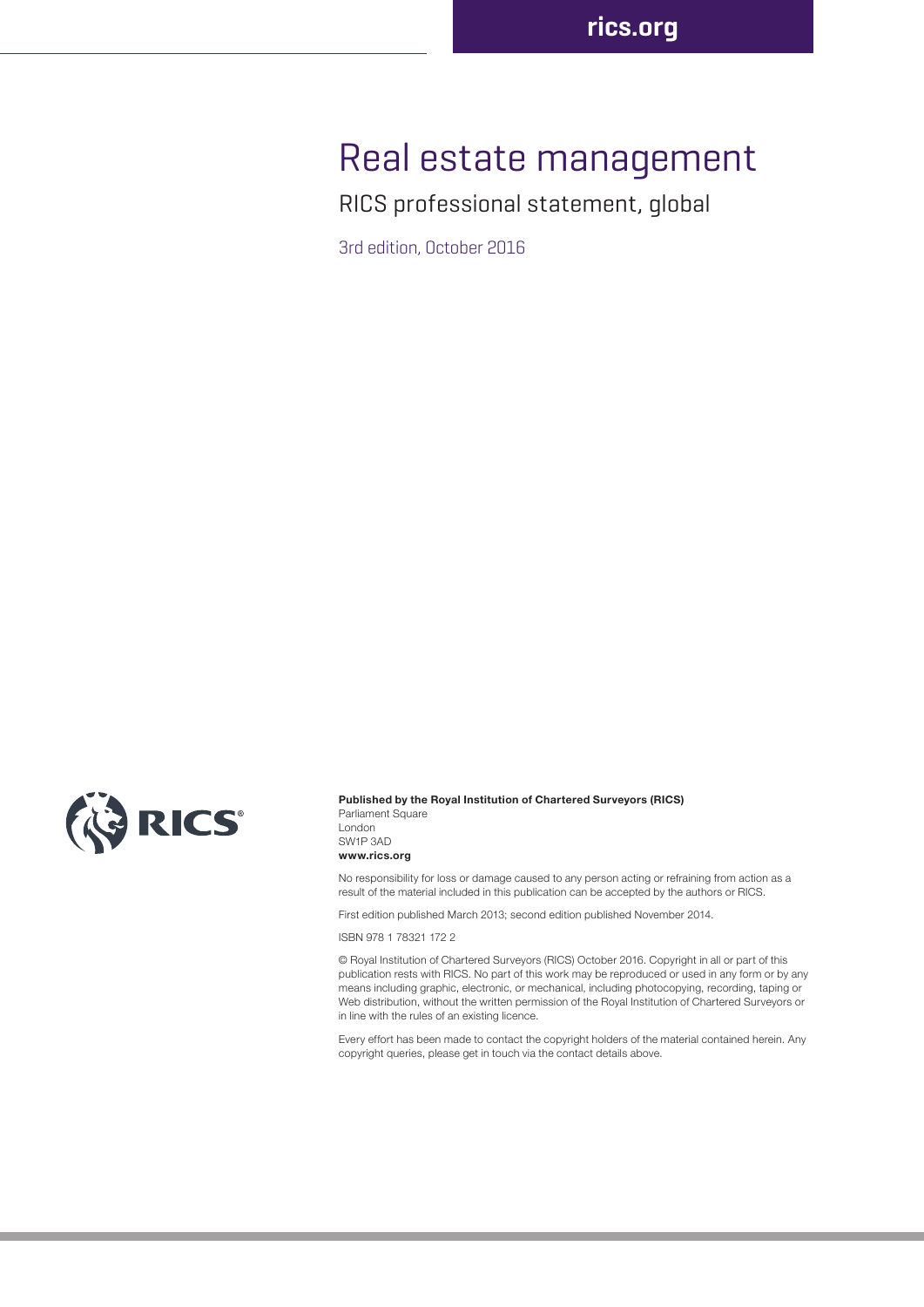# Real estate management

## RICS professional statement, global

3rd edition, October 2016

**Published by the Royal Institution of Chartered Surveyors (RICS)**
Parliament Square
London
SW1P 3AD
**www.rics.org**

No responsibility for loss or damage caused to any person acting or refraining from action as a result of the material included in this publication can be accepted by the authors or RICS.

First edition published March 2013; second edition published November 2014.

ISBN 978 1 78321 172 2

© Royal Institution of Chartered Surveyors (RICS) October 2016. Copyright in all or part of this publication rests with RICS. No part of this work may be reproduced or used in any form or by any means including graphic, electronic, or mechanical, including photocopying, recording, taping or Web distribution, without the written permission of the Royal Institution of Chartered Surveyors or in line with the rules of an existing licence.

Every effort has been made to contact the copyright holders of the material contained herein. Any copyright queries, please get in touch via the contact details above.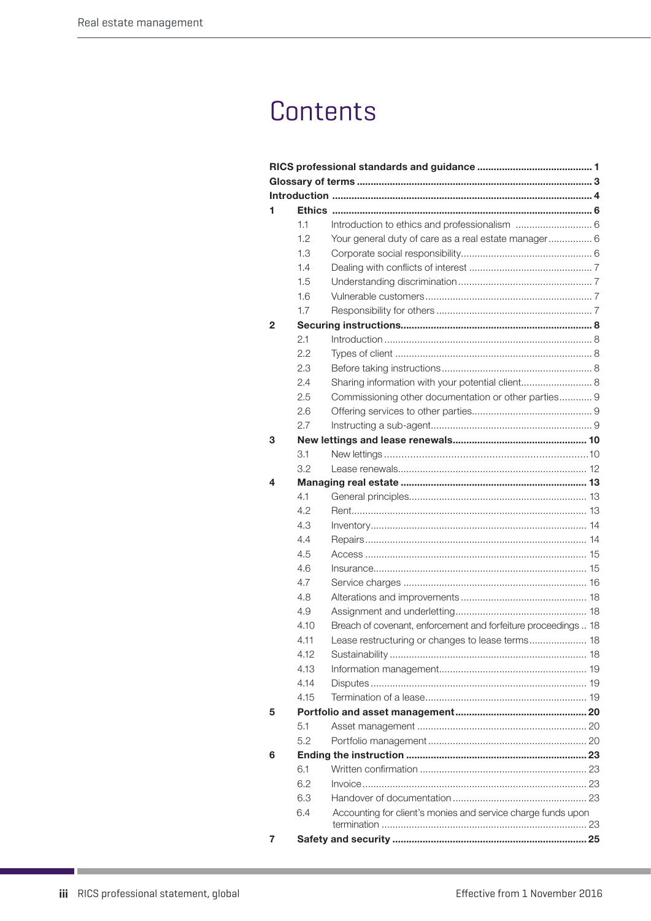# Contents

**RICS professional standards and guidance** ......................................... **1**

**Glossary of terms** ......................................... **3**

**Introduction** ......................................... **4**

**1 Ethics** ......................................... **6**

- 1.1 Introduction to ethics and professionalism ......................................... 6
- 1.2 Your general duty of care as a real estate manager ......................................... 6
- 1.3 Corporate social responsibility ......................................... 6
- 1.4 Dealing with conflicts of interest ......................................... 7
- 1.5 Understanding discrimination ......................................... 7
- 1.6 Vulnerable customers ......................................... 7
- 1.7 Responsibility for others ......................................... 7

**2 Securing instructions** ......................................... **8**

- 2.1 Introduction ......................................... 8
- 2.2 Types of client ......................................... 8
- 2.3 Before taking instructions ......................................... 8
- 2.4 Sharing information with your potential client ......................................... 8
- 2.5 Commissioning other documentation or other parties ......................................... 9
- 2.6 Offering services to other parties ......................................... 9
- 2.7 Instructing a sub-agent ......................................... 9

**3 New lettings and lease renewals** ......................................... **10**

- 3.1 New lettings ......................................... 10
- 3.2 Lease renewals ......................................... 12

**4 Managing real estate** ......................................... **13**

- 4.1 General principles ......................................... 13
- 4.2 Rent ......................................... 13
- 4.3 Inventory ......................................... 14
- 4.4 Repairs ......................................... 14
- 4.5 Access ......................................... 15
- 4.6 Insurance ......................................... 15
- 4.7 Service charges ......................................... 16
- 4.8 Alterations and improvements ......................................... 18
- 4.9 Assignment and underletting ......................................... 18
- 4.10 Breach of covenant, enforcement and forfeiture proceedings ......................................... 18
- 4.11 Lease restructuring or changes to lease terms ......................................... 18
- 4.12 Sustainability ......................................... 18
- 4.13 Information management ......................................... 19
- 4.14 Disputes ......................................... 19
- 4.15 Termination of a lease ......................................... 19

**5 Portfolio and asset management** ......................................... **20**

- 5.1 Asset management ......................................... 20
- 5.2 Portfolio management ......................................... 20

**6 Ending the instruction** ......................................... **23**

- 6.1 Written confirmation ......................................... 23
- 6.2 Invoice ......................................... 23
- 6.3 Handover of documentation ......................................... 23
- 6.4 Accounting for client's monies and service charge funds upon termination ......................................... 23

**7 Safety and security** ......................................... **25**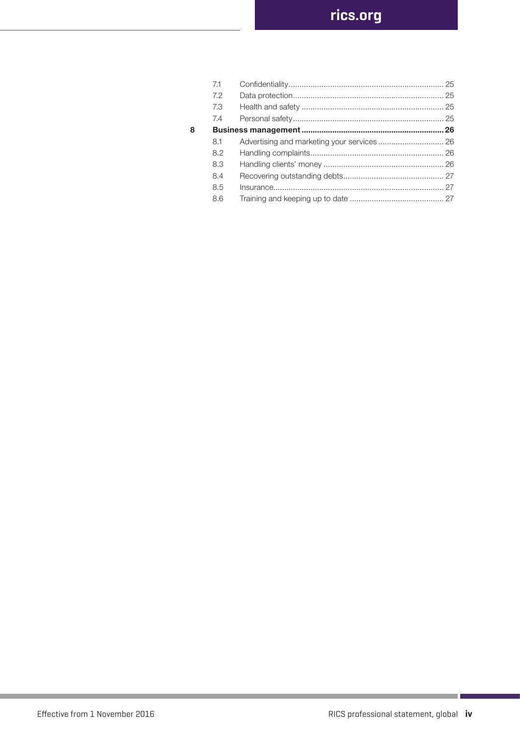| | | | |
|---|---|---|---|
| | 7.1 | Confidentiality | 25 |
| | 7.2 | Data protection | 25 |
| | 7.3 | Health and safety | 25 |
| | 7.4 | Personal safety | 25 |
| **8** | **Business management** | | **26** |
| | 8.1 | Advertising and marketing your services | 26 |
| | 8.2 | Handling complaints | 26 |
| | 8.3 | Handling clients' money | 26 |
| | 8.4 | Recovering outstanding debts | 27 |
| | 8.5 | Insurance | 27 |
| | 8.6 | Training and keeping up to date | 27 |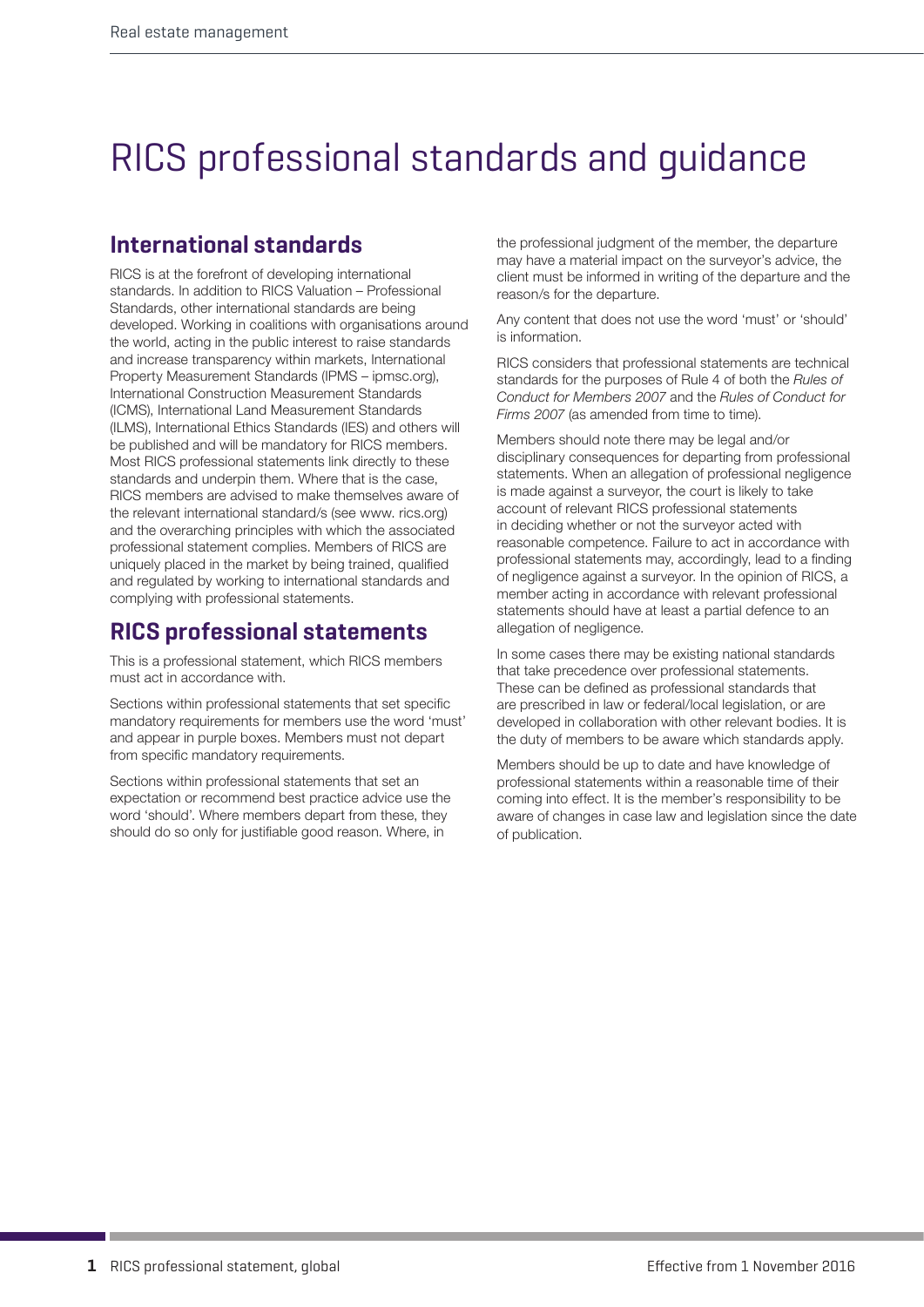# RICS professional standards and guidance

## International standards

RICS is at the forefront of developing international standards. In addition to RICS Valuation – Professional Standards, other international standards are being developed. Working in coalitions with organisations around the world, acting in the public interest to raise standards and increase transparency within markets, International Property Measurement Standards (IPMS – ipmsc.org), International Construction Measurement Standards (ICMS), International Land Measurement Standards (ILMS), International Ethics Standards (IES) and others will be published and will be mandatory for RICS members. Most RICS professional statements link directly to these standards and underpin them. Where that is the case, RICS members are advised to make themselves aware of the relevant international standard/s (see www. rics.org) and the overarching principles with which the associated professional statement complies. Members of RICS are uniquely placed in the market by being trained, qualified and regulated by working to international standards and complying with professional statements.

## RICS professional statements

This is a professional statement, which RICS members must act in accordance with.

Sections within professional statements that set specific mandatory requirements for members use the word 'must' and appear in purple boxes. Members must not depart from specific mandatory requirements.

Sections within professional statements that set an expectation or recommend best practice advice use the word 'should'. Where members depart from these, they should do so only for justifiable good reason. Where, in the professional judgment of the member, the departure may have a material impact on the surveyor's advice, the client must be informed in writing of the departure and the reason/s for the departure.

Any content that does not use the word 'must' or 'should' is information.

RICS considers that professional statements are technical standards for the purposes of Rule 4 of both the *Rules of Conduct for Members 2007* and the *Rules of Conduct for Firms 2007* (as amended from time to time).

Members should note there may be legal and/or disciplinary consequences for departing from professional statements. When an allegation of professional negligence is made against a surveyor, the court is likely to take account of relevant RICS professional statements in deciding whether or not the surveyor acted with reasonable competence. Failure to act in accordance with professional statements may, accordingly, lead to a finding of negligence against a surveyor. In the opinion of RICS, a member acting in accordance with relevant professional statements should have at least a partial defence to an allegation of negligence.

In some cases there may be existing national standards that take precedence over professional statements. These can be defined as professional standards that are prescribed in law or federal/local legislation, or are developed in collaboration with other relevant bodies. It is the duty of members to be aware which standards apply.

Members should be up to date and have knowledge of professional statements within a reasonable time of their coming into effect. It is the member's responsibility to be aware of changes in case law and legislation since the date of publication.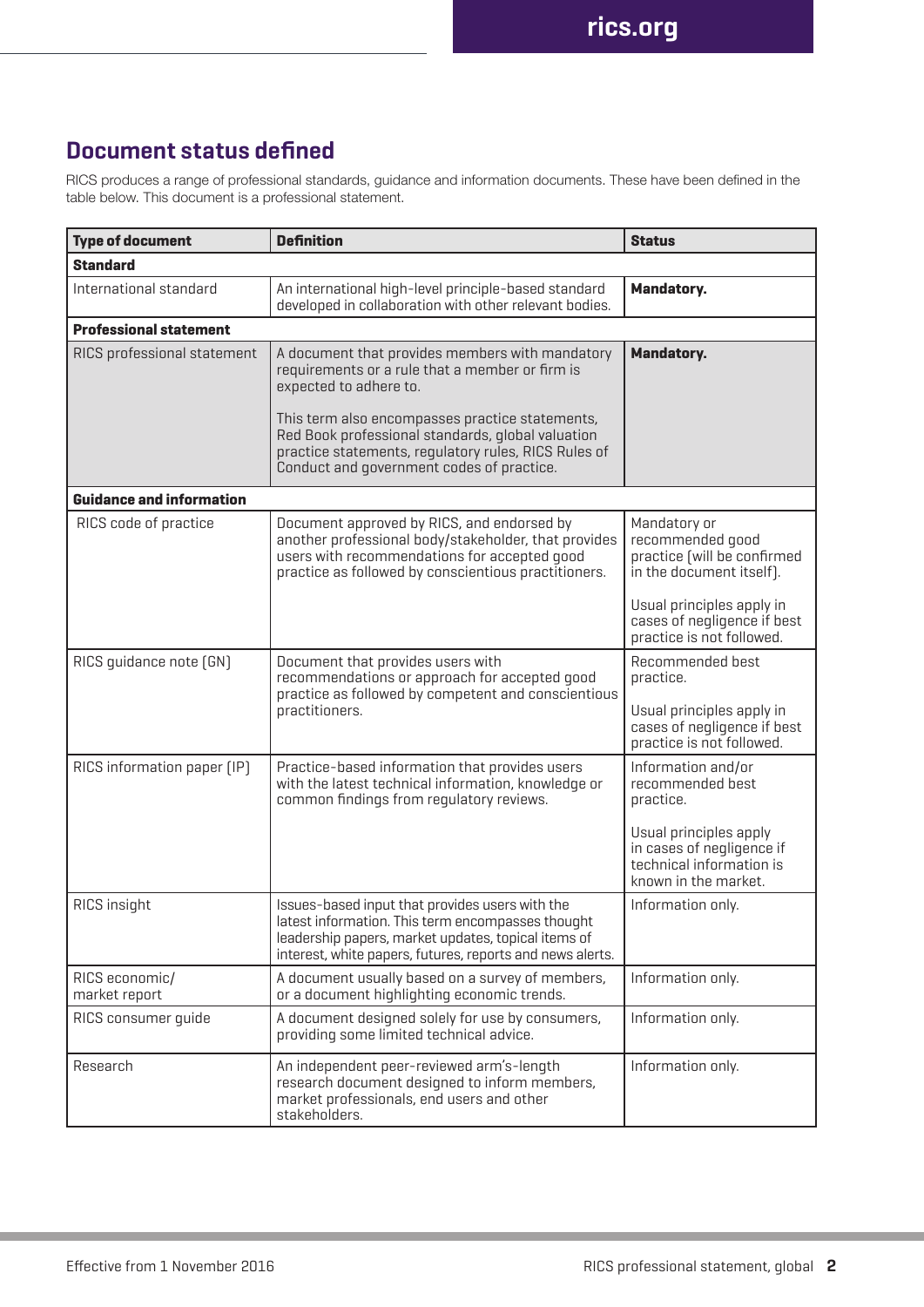## Document status defined

RICS produces a range of professional standards, guidance and information documents. These have been defined in the table below. This document is a professional statement.

| Type of document | Definition | Status |
|---|---|---|
| **Standard** | | |
| International standard | An international high-level principle-based standard developed in collaboration with other relevant bodies. | **Mandatory.** |
| **Professional statement** | | |
| RICS professional statement | A document that provides members with mandatory requirements or a rule that a member or firm is expected to adhere to.<br><br>This term also encompasses practice statements, Red Book professional standards, global valuation practice statements, regulatory rules, RICS Rules of Conduct and government codes of practice. | **Mandatory.** |
| **Guidance and information** | | |
| RICS code of practice | Document approved by RICS, and endorsed by another professional body/stakeholder, that provides users with recommendations for accepted good practice as followed by conscientious practitioners. | Mandatory or recommended good practice (will be confirmed in the document itself).<br><br>Usual principles apply in cases of negligence if best practice is not followed. |
| RICS guidance note (GN) | Document that provides users with recommendations or approach for accepted good practice as followed by competent and conscientious practitioners. | Recommended best practice.<br><br>Usual principles apply in cases of negligence if best practice is not followed. |
| RICS information paper (IP) | Practice-based information that provides users with the latest technical information, knowledge or common findings from regulatory reviews. | Information and/or recommended best practice.<br><br>Usual principles apply in cases of negligence if technical information is known in the market. |
| RICS insight | Issues-based input that provides users with the latest information. This term encompasses thought leadership papers, market updates, topical items of interest, white papers, futures, reports and news alerts. | Information only. |
| RICS economic/ market report | A document usually based on a survey of members, or a document highlighting economic trends. | Information only. |
| RICS consumer guide | A document designed solely for use by consumers, providing some limited technical advice. | Information only. |
| Research | An independent peer-reviewed arm's-length research document designed to inform members, market professionals, end users and other stakeholders. | Information only. |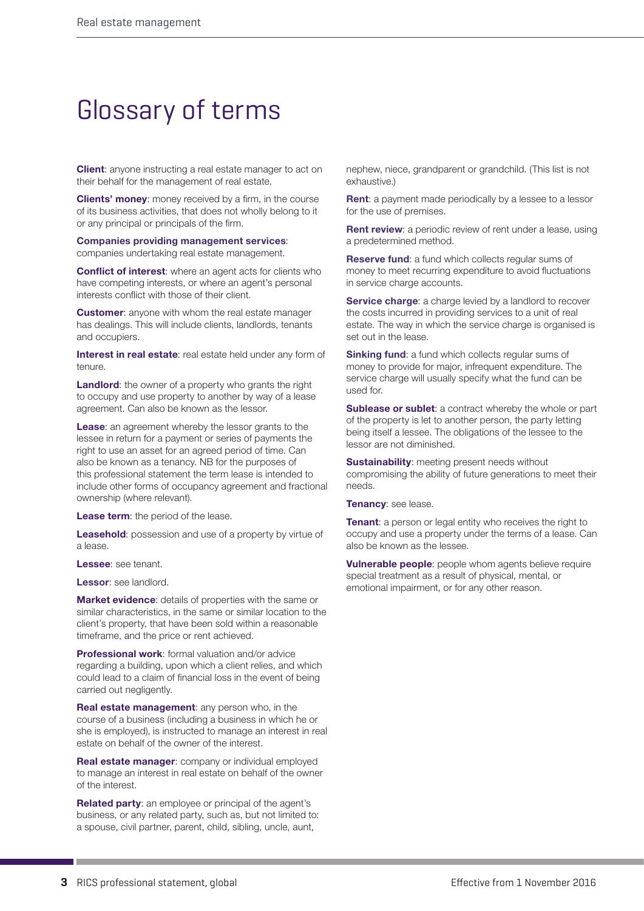# Glossary of terms

**Client**: anyone instructing a real estate manager to act on their behalf for the management of real estate.

**Clients' money**: money received by a firm, in the course of its business activities, that does not wholly belong to it or any principal or principals of the firm.

**Companies providing management services**: companies undertaking real estate management.

**Conflict of interest**: where an agent acts for clients who have competing interests, or where an agent's personal interests conflict with those of their client.

**Customer**: anyone with whom the real estate manager has dealings. This will include clients, landlords, tenants and occupiers.

**Interest in real estate**: real estate held under any form of tenure.

**Landlord**: the owner of a property who grants the right to occupy and use property to another by way of a lease agreement. Can also be known as the lessor.

**Lease**: an agreement whereby the lessor grants to the lessee in return for a payment or series of payments the right to use an asset for an agreed period of time. Can also be known as a tenancy. NB for the purposes of this professional statement the term lease is intended to include other forms of occupancy agreement and fractional ownership (where relevant).

**Lease term**: the period of the lease.

**Leasehold**: possession and use of a property by virtue of a lease.

**Lessee**: see tenant.

**Lessor**: see landlord.

**Market evidence**: details of properties with the same or similar characteristics, in the same or similar location to the client's property, that have been sold within a reasonable timeframe, and the price or rent achieved.

**Professional work**: formal valuation and/or advice regarding a building, upon which a client relies, and which could lead to a claim of financial loss in the event of being carried out negligently.

**Real estate management**: any person who, in the course of a business (including a business in which he or she is employed), is instructed to manage an interest in real estate on behalf of the owner of the interest.

**Real estate manager**: company or individual employed to manage an interest in real estate on behalf of the owner of the interest.

**Related party**: an employee or principal of the agent's business, or any related party, such as, but not limited to: a spouse, civil partner, parent, child, sibling, uncle, aunt, nephew, niece, grandparent or grandchild. (This list is not exhaustive.)

**Rent**: a payment made periodically by a lessee to a lessor for the use of premises.

**Rent review**: a periodic review of rent under a lease, using a predetermined method.

**Reserve fund**: a fund which collects regular sums of money to meet recurring expenditure to avoid fluctuations in service charge accounts.

**Service charge**: a charge levied by a landlord to recover the costs incurred in providing services to a unit of real estate. The way in which the service charge is organised is set out in the lease.

**Sinking fund**: a fund which collects regular sums of money to provide for major, infrequent expenditure. The service charge will usually specify what the fund can be used for.

**Sublease or sublet**: a contract whereby the whole or part of the property is let to another person, the party letting being itself a lessee. The obligations of the lessee to the lessor are not diminished.

**Sustainability**: meeting present needs without compromising the ability of future generations to meet their needs.

**Tenancy**: see lease.

**Tenant**: a person or legal entity who receives the right to occupy and use a property under the terms of a lease. Can also be known as the lessee.

**Vulnerable people**: people whom agents believe require special treatment as a result of physical, mental, or emotional impairment, or for any other reason.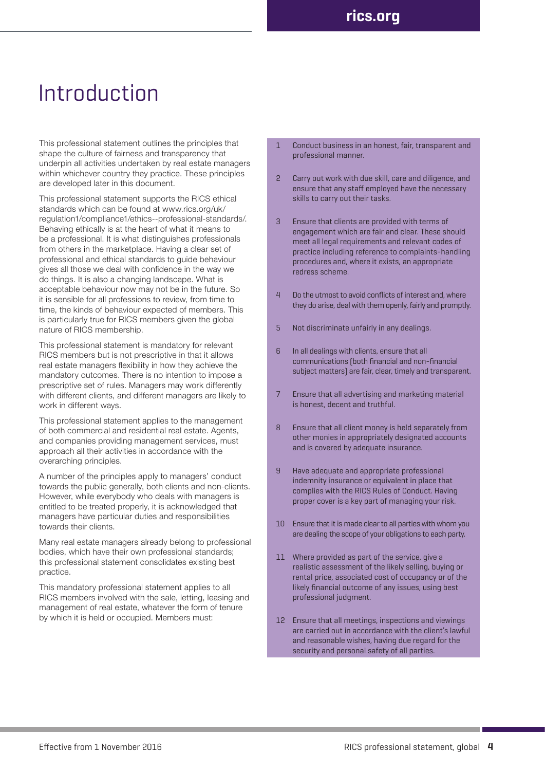# Introduction

This professional statement outlines the principles that shape the culture of fairness and transparency that underpin all activities undertaken by real estate managers within whichever country they practice. These principles are developed later in this document.

This professional statement supports the RICS ethical standards which can be found at www.rics.org/uk/regulation1/compliance1/ethics--professional-standards/. Behaving ethically is at the heart of what it means to be a professional. It is what distinguishes professionals from others in the marketplace. Having a clear set of professional and ethical standards to guide behaviour gives all those we deal with confidence in the way we do things. It is also a changing landscape. What is acceptable behaviour now may not be in the future. So it is sensible for all professions to review, from time to time, the kinds of behaviour expected of members. This is particularly true for RICS members given the global nature of RICS membership.

This professional statement is mandatory for relevant RICS members but is not prescriptive in that it allows real estate managers flexibility in how they achieve the mandatory outcomes. There is no intention to impose a prescriptive set of rules. Managers may work differently with different clients, and different managers are likely to work in different ways.

This professional statement applies to the management of both commercial and residential real estate. Agents, and companies providing management services, must approach all their activities in accordance with the overarching principles.

A number of the principles apply to managers' conduct towards the public generally, both clients and non-clients. However, while everybody who deals with managers is entitled to be treated properly, it is acknowledged that managers have particular duties and responsibilities towards their clients.

Many real estate managers already belong to professional bodies, which have their own professional standards; this professional statement consolidates existing best practice.

This mandatory professional statement applies to all RICS members involved with the sale, letting, leasing and management of real estate, whatever the form of tenure by which it is held or occupied. Members must:

1. Conduct business in an honest, fair, transparent and professional manner.
2. Carry out work with due skill, care and diligence, and ensure that any staff employed have the necessary skills to carry out their tasks.
3. Ensure that clients are provided with terms of engagement which are fair and clear. These should meet all legal requirements and relevant codes of practice including reference to complaints-handling procedures and, where it exists, an appropriate redress scheme.
4. Do the utmost to avoid conflicts of interest and, where they do arise, deal with them openly, fairly and promptly.
5. Not discriminate unfairly in any dealings.
6. In all dealings with clients, ensure that all communications (both financial and non-financial subject matters) are fair, clear, timely and transparent.
7. Ensure that all advertising and marketing material is honest, decent and truthful.
8. Ensure that all client money is held separately from other monies in appropriately designated accounts and is covered by adequate insurance.
9. Have adequate and appropriate professional indemnity insurance or equivalent in place that complies with the RICS Rules of Conduct. Having proper cover is a key part of managing your risk.
10. Ensure that it is made clear to all parties with whom you are dealing the scope of your obligations to each party.
11. Where provided as part of the service, give a realistic assessment of the likely selling, buying or rental price, associated cost of occupancy or of the likely financial outcome of any issues, using best professional judgment.
12. Ensure that all meetings, inspections and viewings are carried out in accordance with the client's lawful and reasonable wishes, having due regard for the security and personal safety of all parties.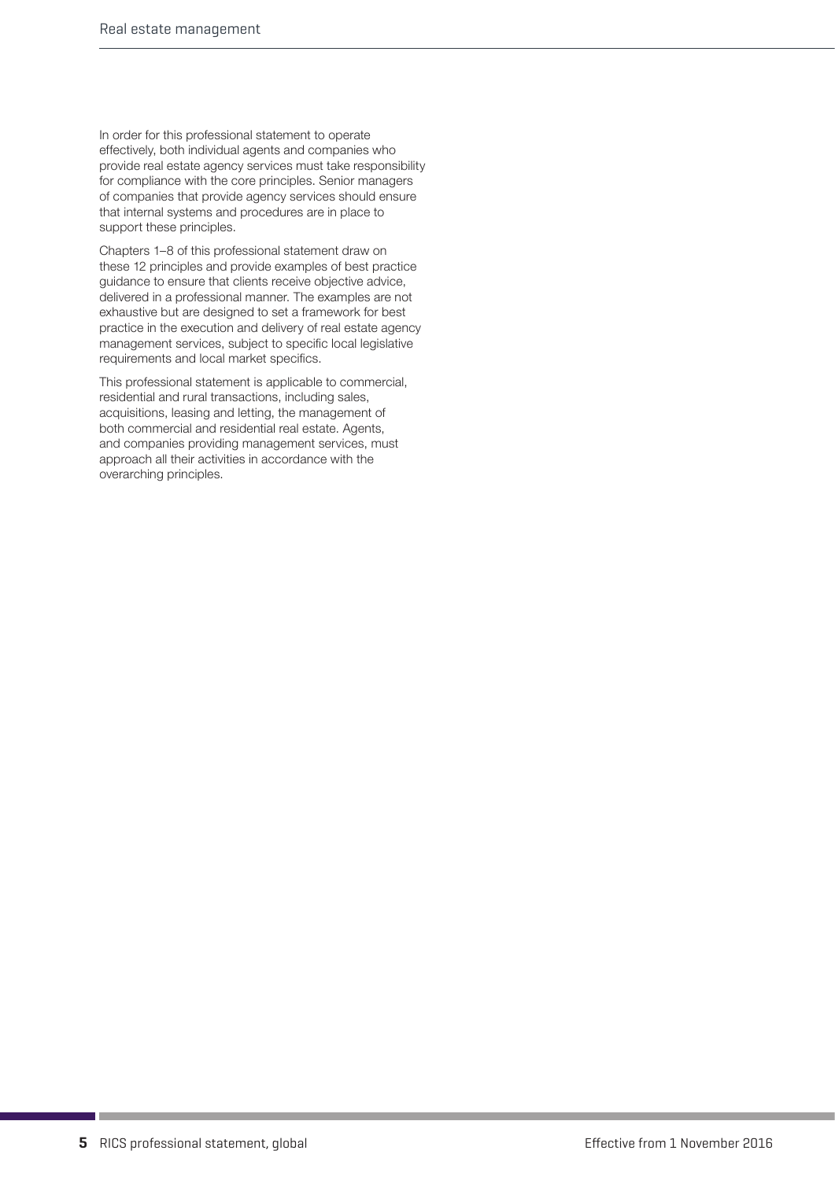In order for this professional statement to operate effectively, both individual agents and companies who provide real estate agency services must take responsibility for compliance with the core principles. Senior managers of companies that provide agency services should ensure that internal systems and procedures are in place to support these principles.

Chapters 1–8 of this professional statement draw on these 12 principles and provide examples of best practice guidance to ensure that clients receive objective advice, delivered in a professional manner. The examples are not exhaustive but are designed to set a framework for best practice in the execution and delivery of real estate agency management services, subject to specific local legislative requirements and local market specifics.

This professional statement is applicable to commercial, residential and rural transactions, including sales, acquisitions, leasing and letting, the management of both commercial and residential real estate. Agents, and companies providing management services, must approach all their activities in accordance with the overarching principles.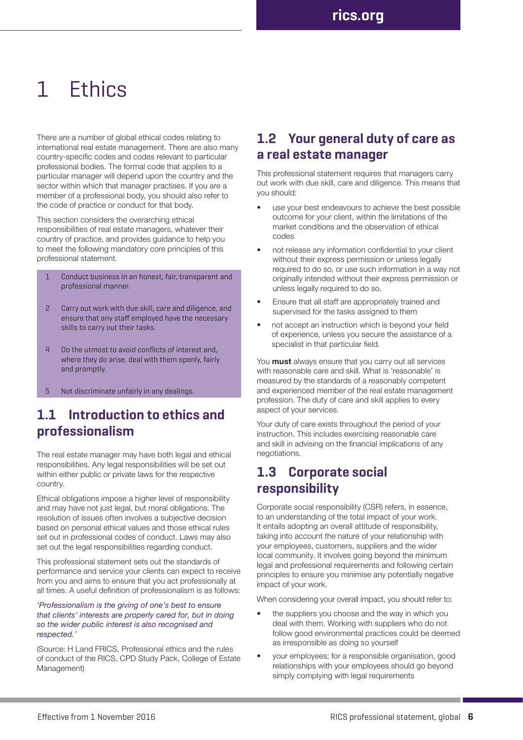# 1 Ethics

There are a number of global ethical codes relating to international real estate management. There are also many country-specific codes and codes relevant to particular professional bodies. The formal code that applies to a particular manager will depend upon the country and the sector within which that manager practises. If you are a member of a professional body, you should also refer to the code of practice or conduct for that body.

This section considers the overarching ethical responsibilities of real estate managers, whatever their country of practice, and provides guidance to help you to meet the following mandatory core principles of this professional statement.

1. Conduct business in an honest, fair, transparent and professional manner.
2. Carry out work with due skill, care and diligence, and ensure that any staff employed have the necessary skills to carry out their tasks.
4. Do the utmost to avoid conflicts of interest and, where they do arise, deal with them openly, fairly and promptly.
5. Not discriminate unfairly in any dealings.

## 1.1 Introduction to ethics and professionalism

The real estate manager may have both legal and ethical responsibilities. Any legal responsibilities will be set out within either public or private laws for the respective country.

Ethical obligations impose a higher level of responsibility and may have not just legal, but moral obligations. The resolution of issues often involves a subjective decision based on personal ethical values and those ethical rules set out in professional codes of conduct. Laws may also set out the legal responsibilities regarding conduct.

This professional statement sets out the standards of performance and service your clients can expect to receive from you and aims to ensure that you act professionally at all times. A useful definition of professionalism is as follows:

*'Professionalism is the giving of one's best to ensure that clients' interests are properly cared for, but in doing so the wider public interest is also recognised and respected.'*

(Source: H Land FRICS, Professional ethics and the rules of conduct of the RICS, CPD Study Pack, College of Estate Management)

## 1.2 Your general duty of care as a real estate manager

This professional statement requires that managers carry out work with due skill, care and diligence. This means that you should:

- use your best endeavours to achieve the best possible outcome for your client, within the limitations of the market conditions and the observation of ethical codes
- not release any information confidential to your client without their express permission or unless legally required to do so, or use such information in a way not originally intended without their express permission or unless legally required to do so.
- Ensure that all staff are appropriately trained and supervised for the tasks assigned to them
- not accept an instruction which is beyond your field of experience, unless you secure the assistance of a specialist in that particular field.

You **must** always ensure that you carry out all services with reasonable care and skill. What is 'reasonable' is measured by the standards of a reasonably competent and experienced member of the real estate management profession. The duty of care and skill applies to every aspect of your services.

Your duty of care exists throughout the period of your instruction. This includes exercising reasonable care and skill in advising on the financial implications of any negotiations.

## 1.3 Corporate social responsibility

Corporate social responsibility (CSR) refers, in essence, to an understanding of the total impact of your work. It entails adopting an overall attitude of responsibility, taking into account the nature of your relationship with your employees, customers, suppliers and the wider local community. It involves going beyond the minimum legal and professional requirements and following certain principles to ensure you minimise any potentially negative impact of your work.

When considering your overall impact, you should refer to:

- the suppliers you choose and the way in which you deal with them. Working with suppliers who do not follow good environmental practices could be deemed as irresponsible as doing so yourself
- your employees; for a responsible organisation, good relationships with your employees should go beyond simply complying with legal requirements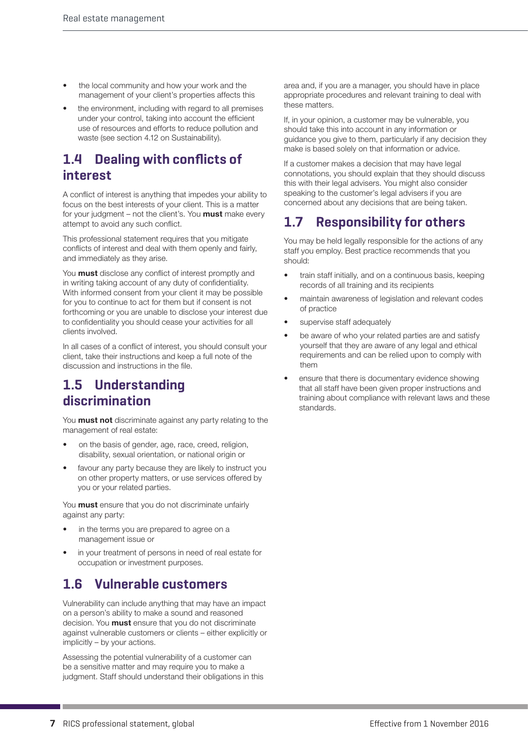- the local community and how your work and the management of your client's properties affects this
- the environment, including with regard to all premises under your control, taking into account the efficient use of resources and efforts to reduce pollution and waste (see section 4.12 on Sustainability).

## 1.4 Dealing with conflicts of interest

A conflict of interest is anything that impedes your ability to focus on the best interests of your client. This is a matter for your judgment – not the client's. You **must** make every attempt to avoid any such conflict.

This professional statement requires that you mitigate conflicts of interest and deal with them openly and fairly, and immediately as they arise.

You **must** disclose any conflict of interest promptly and in writing taking account of any duty of confidentiality. With informed consent from your client it may be possible for you to continue to act for them but if consent is not forthcoming or you are unable to disclose your interest due to confidentiality you should cease your activities for all clients involved.

In all cases of a conflict of interest, you should consult your client, take their instructions and keep a full note of the discussion and instructions in the file.

## 1.5 Understanding discrimination

You **must not** discriminate against any party relating to the management of real estate:

- on the basis of gender, age, race, creed, religion, disability, sexual orientation, or national origin or
- favour any party because they are likely to instruct you on other property matters, or use services offered by you or your related parties.

You **must** ensure that you do not discriminate unfairly against any party:

- in the terms you are prepared to agree on a management issue or
- in your treatment of persons in need of real estate for occupation or investment purposes.

## 1.6 Vulnerable customers

Vulnerability can include anything that may have an impact on a person's ability to make a sound and reasoned decision. You **must** ensure that you do not discriminate against vulnerable customers or clients – either explicitly or implicitly – by your actions.

Assessing the potential vulnerability of a customer can be a sensitive matter and may require you to make a judgment. Staff should understand their obligations in this area and, if you are a manager, you should have in place appropriate procedures and relevant training to deal with these matters.

If, in your opinion, a customer may be vulnerable, you should take this into account in any information or guidance you give to them, particularly if any decision they make is based solely on that information or advice.

If a customer makes a decision that may have legal connotations, you should explain that they should discuss this with their legal advisers. You might also consider speaking to the customer's legal advisers if you are concerned about any decisions that are being taken.

## 1.7 Responsibility for others

You may be held legally responsible for the actions of any staff you employ. Best practice recommends that you should:

- train staff initially, and on a continuous basis, keeping records of all training and its recipients
- maintain awareness of legislation and relevant codes of practice
- supervise staff adequately
- be aware of who your related parties are and satisfy yourself that they are aware of any legal and ethical requirements and can be relied upon to comply with them
- ensure that there is documentary evidence showing that all staff have been given proper instructions and training about compliance with relevant laws and these standards.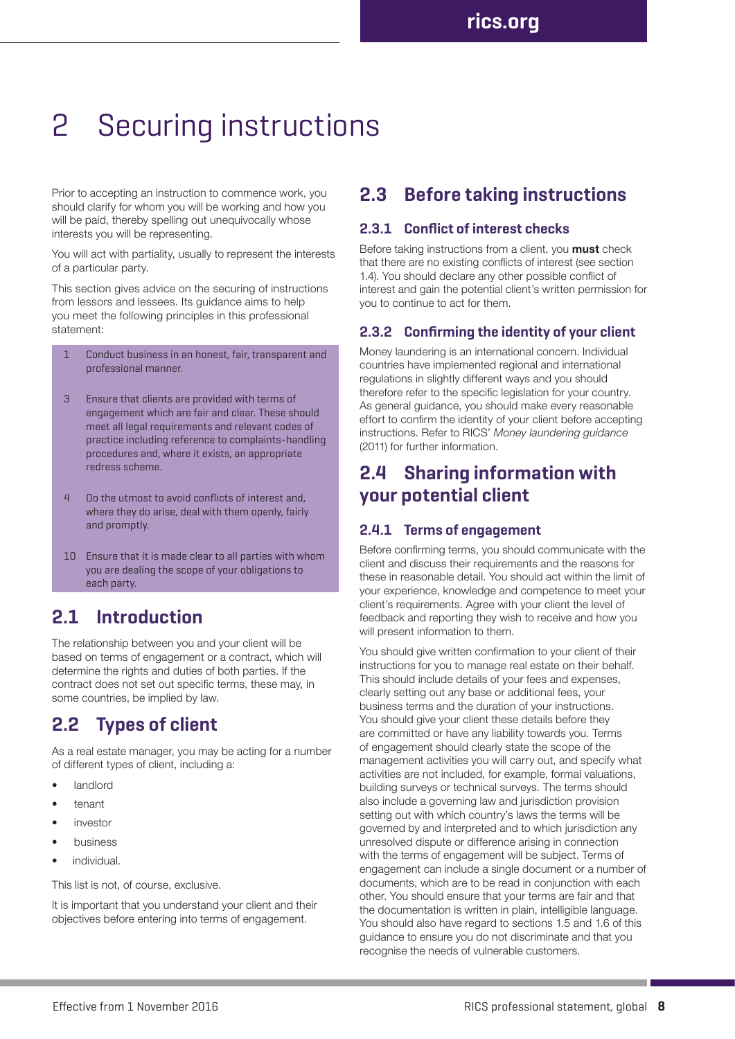# 2 Securing instructions

Prior to accepting an instruction to commence work, you should clarify for whom you will be working and how you will be paid, thereby spelling out unequivocally whose interests you will be representing.

You will act with partiality, usually to represent the interests of a particular party.

This section gives advice on the securing of instructions from lessors and lessees. Its guidance aims to help you meet the following principles in this professional statement:

1. Conduct business in an honest, fair, transparent and professional manner.

3. Ensure that clients are provided with terms of engagement which are fair and clear. These should meet all legal requirements and relevant codes of practice including reference to complaints-handling procedures and, where it exists, an appropriate redress scheme.

4. Do the utmost to avoid conflicts of interest and, where they do arise, deal with them openly, fairly and promptly.

10. Ensure that it is made clear to all parties with whom you are dealing the scope of your obligations to each party.

## 2.1 Introduction

The relationship between you and your client will be based on terms of engagement or a contract, which will determine the rights and duties of both parties. If the contract does not set out specific terms, these may, in some countries, be implied by law.

## 2.2 Types of client

As a real estate manager, you may be acting for a number of different types of client, including a:

- landlord
- tenant
- investor
- business
- individual.

This list is not, of course, exclusive.

It is important that you understand your client and their objectives before entering into terms of engagement.

## 2.3 Before taking instructions

### 2.3.1 Conflict of interest checks

Before taking instructions from a client, you **must** check that there are no existing conflicts of interest (see section 1.4). You should declare any other possible conflict of interest and gain the potential client's written permission for you to continue to act for them.

### 2.3.2 Confirming the identity of your client

Money laundering is an international concern. Individual countries have implemented regional and international regulations in slightly different ways and you should therefore refer to the specific legislation for your country. As general guidance, you should make every reasonable effort to confirm the identity of your client before accepting instructions. Refer to RICS' *Money laundering guidance* (2011) for further information.

## 2.4 Sharing information with your potential client

### 2.4.1 Terms of engagement

Before confirming terms, you should communicate with the client and discuss their requirements and the reasons for these in reasonable detail. You should act within the limit of your experience, knowledge and competence to meet your client's requirements. Agree with your client the level of feedback and reporting they wish to receive and how you will present information to them.

You should give written confirmation to your client of their instructions for you to manage real estate on their behalf. This should include details of your fees and expenses, clearly setting out any base or additional fees, your business terms and the duration of your instructions. You should give your client these details before they are committed or have any liability towards you. Terms of engagement should clearly state the scope of the management activities you will carry out, and specify what activities are not included, for example, formal valuations, building surveys or technical surveys. The terms should also include a governing law and jurisdiction provision setting out with which country's laws the terms will be governed by and interpreted and to which jurisdiction any unresolved dispute or difference arising in connection with the terms of engagement will be subject. Terms of engagement can include a single document or a number of documents, which are to be read in conjunction with each other. You should ensure that your terms are fair and that the documentation is written in plain, intelligible language. You should also have regard to sections 1.5 and 1.6 of this guidance to ensure you do not discriminate and that you recognise the needs of vulnerable customers.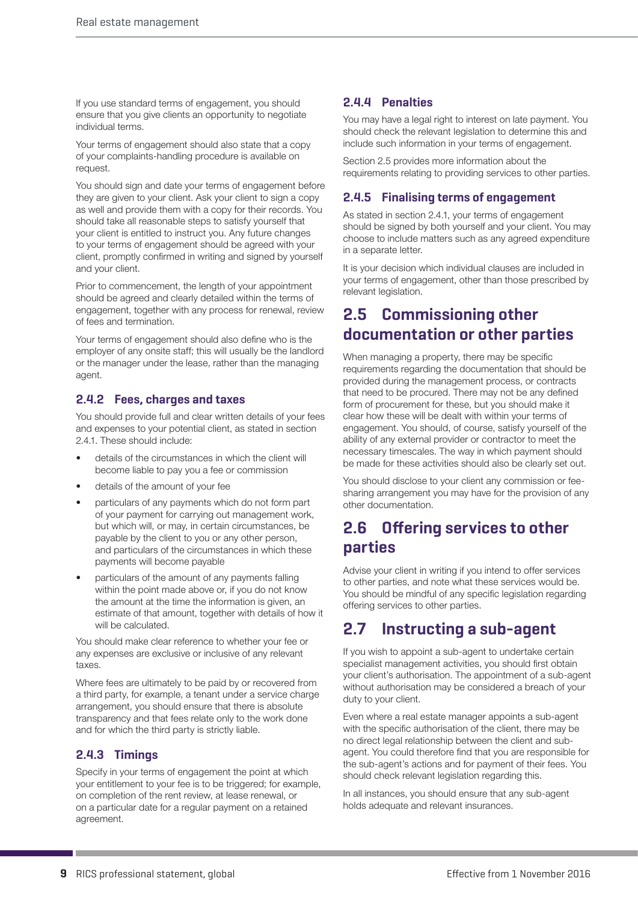If you use standard terms of engagement, you should ensure that you give clients an opportunity to negotiate individual terms.

Your terms of engagement should also state that a copy of your complaints-handling procedure is available on request.

You should sign and date your terms of engagement before they are given to your client. Ask your client to sign a copy as well and provide them with a copy for their records. You should take all reasonable steps to satisfy yourself that your client is entitled to instruct you. Any future changes to your terms of engagement should be agreed with your client, promptly confirmed in writing and signed by yourself and your client.

Prior to commencement, the length of your appointment should be agreed and clearly detailed within the terms of engagement, together with any process for renewal, review of fees and termination.

Your terms of engagement should also define who is the employer of any onsite staff; this will usually be the landlord or the manager under the lease, rather than the managing agent.

### 2.4.2 Fees, charges and taxes

You should provide full and clear written details of your fees and expenses to your potential client, as stated in section 2.4.1. These should include:

- details of the circumstances in which the client will become liable to pay you a fee or commission
- details of the amount of your fee
- particulars of any payments which do not form part of your payment for carrying out management work, but which will, or may, in certain circumstances, be payable by the client to you or any other person, and particulars of the circumstances in which these payments will become payable
- particulars of the amount of any payments falling within the point made above or, if you do not know the amount at the time the information is given, an estimate of that amount, together with details of how it will be calculated.

You should make clear reference to whether your fee or any expenses are exclusive or inclusive of any relevant taxes.

Where fees are ultimately to be paid by or recovered from a third party, for example, a tenant under a service charge arrangement, you should ensure that there is absolute transparency and that fees relate only to the work done and for which the third party is strictly liable.

### 2.4.3 Timings

Specify in your terms of engagement the point at which your entitlement to your fee is to be triggered; for example, on completion of the rent review, at lease renewal, or on a particular date for a regular payment on a retained agreement.

### 2.4.4 Penalties

You may have a legal right to interest on late payment. You should check the relevant legislation to determine this and include such information in your terms of engagement.

Section 2.5 provides more information about the requirements relating to providing services to other parties.

### 2.4.5 Finalising terms of engagement

As stated in section 2.4.1, your terms of engagement should be signed by both yourself and your client. You may choose to include matters such as any agreed expenditure in a separate letter.

It is your decision which individual clauses are included in your terms of engagement, other than those prescribed by relevant legislation.

## 2.5 Commissioning other documentation or other parties

When managing a property, there may be specific requirements regarding the documentation that should be provided during the management process, or contracts that need to be procured. There may not be any defined form of procurement for these, but you should make it clear how these will be dealt with within your terms of engagement. You should, of course, satisfy yourself of the ability of any external provider or contractor to meet the necessary timescales. The way in which payment should be made for these activities should also be clearly set out.

You should disclose to your client any commission or fee-sharing arrangement you may have for the provision of any other documentation.

## 2.6 Offering services to other parties

Advise your client in writing if you intend to offer services to other parties, and note what these services would be. You should be mindful of any specific legislation regarding offering services to other parties.

## 2.7 Instructing a sub-agent

If you wish to appoint a sub-agent to undertake certain specialist management activities, you should first obtain your client's authorisation. The appointment of a sub-agent without authorisation may be considered a breach of your duty to your client.

Even where a real estate manager appoints a sub-agent with the specific authorisation of the client, there may be no direct legal relationship between the client and sub-agent. You could therefore find that you are responsible for the sub-agent's actions and for payment of their fees. You should check relevant legislation regarding this.

In all instances, you should ensure that any sub-agent holds adequate and relevant insurances.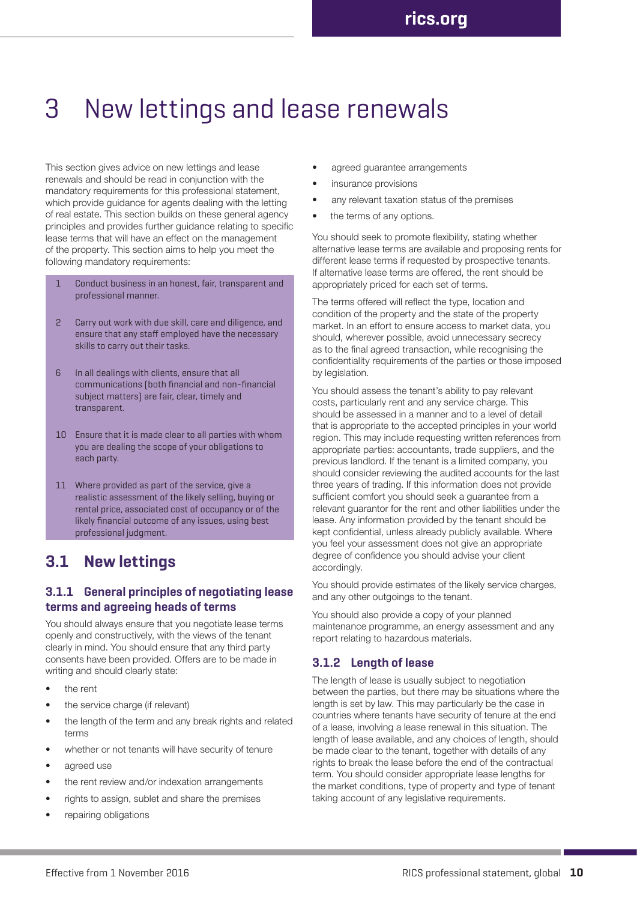# 3 New lettings and lease renewals

This section gives advice on new lettings and lease renewals and should be read in conjunction with the mandatory requirements for this professional statement, which provide guidance for agents dealing with the letting of real estate. This section builds on these general agency principles and provides further guidance relating to specific lease terms that will have an effect on the management of the property. This section aims to help you meet the following mandatory requirements:

1. Conduct business in an honest, fair, transparent and professional manner.
2. Carry out work with due skill, care and diligence, and ensure that any staff employed have the necessary skills to carry out their tasks.

6. In all dealings with clients, ensure that all communications (both financial and non-financial subject matters) are fair, clear, timely and transparent.

10. Ensure that it is made clear to all parties with whom you are dealing the scope of your obligations to each party.
11. Where provided as part of the service, give a realistic assessment of the likely selling, buying or rental price, associated cost of occupancy or of the likely financial outcome of any issues, using best professional judgment.

## 3.1 New lettings

### 3.1.1 General principles of negotiating lease terms and agreeing heads of terms

You should always ensure that you negotiate lease terms openly and constructively, with the views of the tenant clearly in mind. You should ensure that any third party consents have been provided. Offers are to be made in writing and should clearly state:

- the rent
- the service charge (if relevant)
- the length of the term and any break rights and related terms
- whether or not tenants will have security of tenure
- agreed use
- the rent review and/or indexation arrangements
- rights to assign, sublet and share the premises
- repairing obligations
- agreed guarantee arrangements
- insurance provisions
- any relevant taxation status of the premises
- the terms of any options.

You should seek to promote flexibility, stating whether alternative lease terms are available and proposing rents for different lease terms if requested by prospective tenants. If alternative lease terms are offered, the rent should be appropriately priced for each set of terms.

The terms offered will reflect the type, location and condition of the property and the state of the property market. In an effort to ensure access to market data, you should, wherever possible, avoid unnecessary secrecy as to the final agreed transaction, while recognising the confidentiality requirements of the parties or those imposed by legislation.

You should assess the tenant's ability to pay relevant costs, particularly rent and any service charge. This should be assessed in a manner and to a level of detail that is appropriate to the accepted principles in your world region. This may include requesting written references from appropriate parties: accountants, trade suppliers, and the previous landlord. If the tenant is a limited company, you should consider reviewing the audited accounts for the last three years of trading. If this information does not provide sufficient comfort you should seek a guarantee from a relevant guarantor for the rent and other liabilities under the lease. Any information provided by the tenant should be kept confidential, unless already publicly available. Where you feel your assessment does not give an appropriate degree of confidence you should advise your client accordingly.

You should provide estimates of the likely service charges, and any other outgoings to the tenant.

You should also provide a copy of your planned maintenance programme, an energy assessment and any report relating to hazardous materials.

### 3.1.2 Length of lease

The length of lease is usually subject to negotiation between the parties, but there may be situations where the length is set by law. This may particularly be the case in countries where tenants have security of tenure at the end of a lease, involving a lease renewal in this situation. The length of lease available, and any choices of length, should be made clear to the tenant, together with details of any rights to break the lease before the end of the contractual term. You should consider appropriate lease lengths for the market conditions, type of property and type of tenant taking account of any legislative requirements.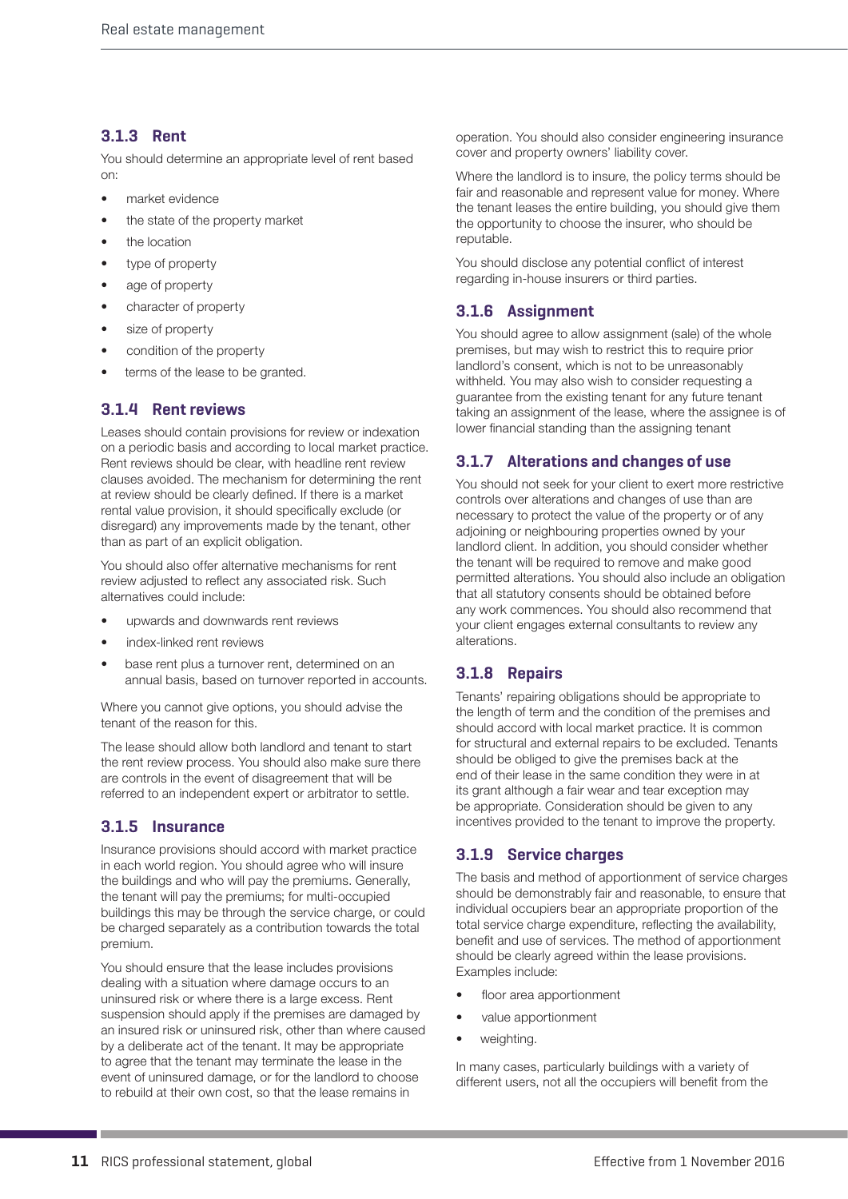### 3.1.3 Rent

You should determine an appropriate level of rent based on:

- market evidence
- the state of the property market
- the location
- type of property
- age of property
- character of property
- size of property
- condition of the property
- terms of the lease to be granted.

### 3.1.4 Rent reviews

Leases should contain provisions for review or indexation on a periodic basis and according to local market practice. Rent reviews should be clear, with headline rent review clauses avoided. The mechanism for determining the rent at review should be clearly defined. If there is a market rental value provision, it should specifically exclude (or disregard) any improvements made by the tenant, other than as part of an explicit obligation.

You should also offer alternative mechanisms for rent review adjusted to reflect any associated risk. Such alternatives could include:

- upwards and downwards rent reviews
- index-linked rent reviews
- base rent plus a turnover rent, determined on an annual basis, based on turnover reported in accounts.

Where you cannot give options, you should advise the tenant of the reason for this.

The lease should allow both landlord and tenant to start the rent review process. You should also make sure there are controls in the event of disagreement that will be referred to an independent expert or arbitrator to settle.

### 3.1.5 Insurance

Insurance provisions should accord with market practice in each world region. You should agree who will insure the buildings and who will pay the premiums. Generally, the tenant will pay the premiums; for multi-occupied buildings this may be through the service charge, or could be charged separately as a contribution towards the total premium.

You should ensure that the lease includes provisions dealing with a situation where damage occurs to an uninsured risk or where there is a large excess. Rent suspension should apply if the premises are damaged by an insured risk or uninsured risk, other than where caused by a deliberate act of the tenant. It may be appropriate to agree that the tenant may terminate the lease in the event of uninsured damage, or for the landlord to choose to rebuild at their own cost, so that the lease remains in operation. You should also consider engineering insurance cover and property owners' liability cover.

Where the landlord is to insure, the policy terms should be fair and reasonable and represent value for money. Where the tenant leases the entire building, you should give them the opportunity to choose the insurer, who should be reputable.

You should disclose any potential conflict of interest regarding in-house insurers or third parties.

### 3.1.6 Assignment

You should agree to allow assignment (sale) of the whole premises, but may wish to restrict this to require prior landlord's consent, which is not to be unreasonably withheld. You may also wish to consider requesting a guarantee from the existing tenant for any future tenant taking an assignment of the lease, where the assignee is of lower financial standing than the assigning tenant

### 3.1.7 Alterations and changes of use

You should not seek for your client to exert more restrictive controls over alterations and changes of use than are necessary to protect the value of the property or of any adjoining or neighbouring properties owned by your landlord client. In addition, you should consider whether the tenant will be required to remove and make good permitted alterations. You should also include an obligation that all statutory consents should be obtained before any work commences. You should also recommend that your client engages external consultants to review any alterations.

### 3.1.8 Repairs

Tenants' repairing obligations should be appropriate to the length of term and the condition of the premises and should accord with local market practice. It is common for structural and external repairs to be excluded. Tenants should be obliged to give the premises back at the end of their lease in the same condition they were in at its grant although a fair wear and tear exception may be appropriate. Consideration should be given to any incentives provided to the tenant to improve the property.

### 3.1.9 Service charges

The basis and method of apportionment of service charges should be demonstrably fair and reasonable, to ensure that individual occupiers bear an appropriate proportion of the total service charge expenditure, reflecting the availability, benefit and use of services. The method of apportionment should be clearly agreed within the lease provisions. Examples include:

- floor area apportionment
- value apportionment
- weighting.

In many cases, particularly buildings with a variety of different users, not all the occupiers will benefit from the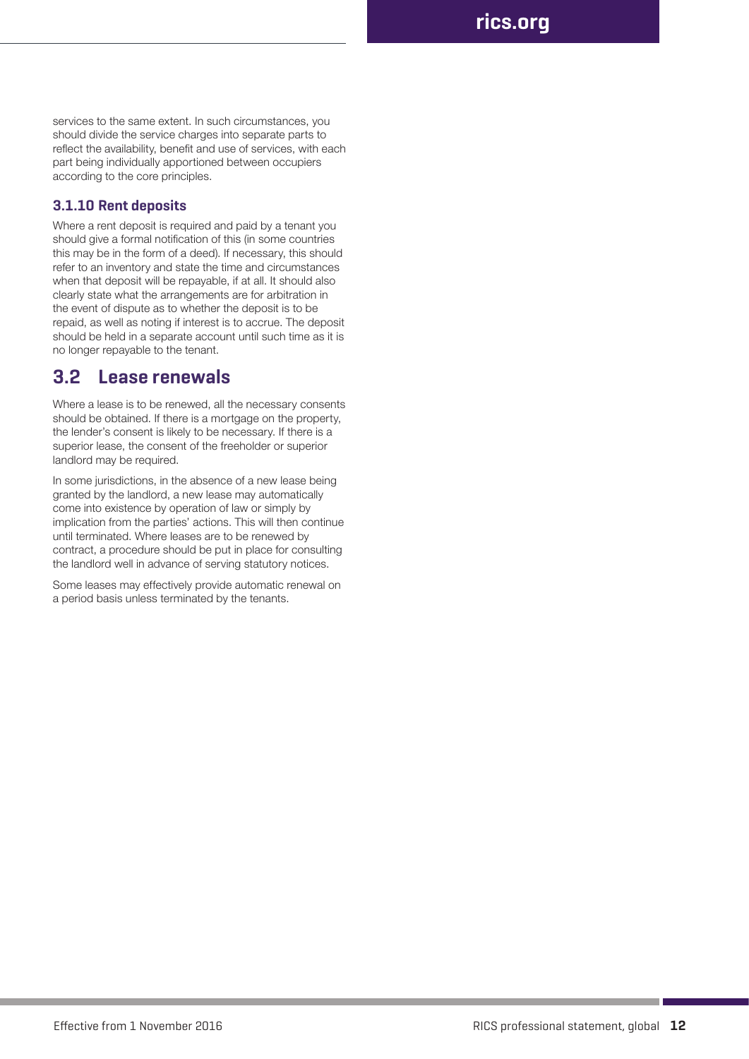services to the same extent. In such circumstances, you should divide the service charges into separate parts to reflect the availability, benefit and use of services, with each part being individually apportioned between occupiers according to the core principles.

### 3.1.10 Rent deposits

Where a rent deposit is required and paid by a tenant you should give a formal notification of this (in some countries this may be in the form of a deed). If necessary, this should refer to an inventory and state the time and circumstances when that deposit will be repayable, if at all. It should also clearly state what the arrangements are for arbitration in the event of dispute as to whether the deposit is to be repaid, as well as noting if interest is to accrue. The deposit should be held in a separate account until such time as it is no longer repayable to the tenant.

## 3.2 Lease renewals

Where a lease is to be renewed, all the necessary consents should be obtained. If there is a mortgage on the property, the lender's consent is likely to be necessary. If there is a superior lease, the consent of the freeholder or superior landlord may be required.

In some jurisdictions, in the absence of a new lease being granted by the landlord, a new lease may automatically come into existence by operation of law or simply by implication from the parties' actions. This will then continue until terminated. Where leases are to be renewed by contract, a procedure should be put in place for consulting the landlord well in advance of serving statutory notices.

Some leases may effectively provide automatic renewal on a period basis unless terminated by the tenants.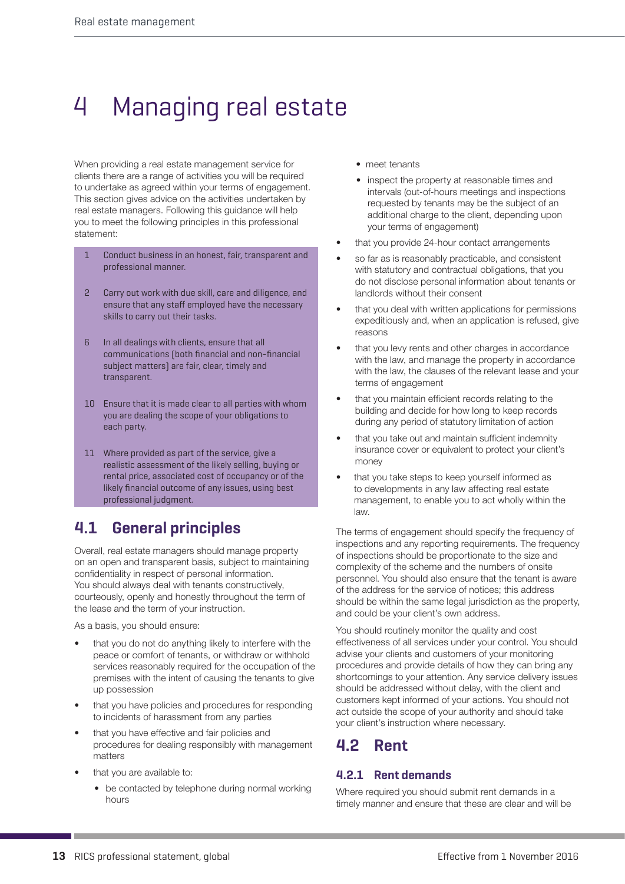# 4 Managing real estate

When providing a real estate management service for clients there are a range of activities you will be required to undertake as agreed within your terms of engagement. This section gives advice on the activities undertaken by real estate managers. Following this guidance will help you to meet the following principles in this professional statement:

1 Conduct business in an honest, fair, transparent and professional manner.

2 Carry out work with due skill, care and diligence, and ensure that any staff employed have the necessary skills to carry out their tasks.

6 In all dealings with clients, ensure that all communications (both financial and non-financial subject matters) are fair, clear, timely and transparent.

10 Ensure that it is made clear to all parties with whom you are dealing the scope of your obligations to each party.

11 Where provided as part of the service, give a realistic assessment of the likely selling, buying or rental price, associated cost of occupancy or of the likely financial outcome of any issues, using best professional judgment.

## 4.1 General principles

Overall, real estate managers should manage property on an open and transparent basis, subject to maintaining confidentiality in respect of personal information. You should always deal with tenants constructively, courteously, openly and honestly throughout the term of the lease and the term of your instruction.

As a basis, you should ensure:

- that you do not do anything likely to interfere with the peace or comfort of tenants, or withdraw or withhold services reasonably required for the occupation of the premises with the intent of causing the tenants to give up possession
- that you have policies and procedures for responding to incidents of harassment from any parties
- that you have effective and fair policies and procedures for dealing responsibly with management matters
- that you are available to:
  - be contacted by telephone during normal working hours
  - meet tenants
  - inspect the property at reasonable times and intervals (out-of-hours meetings and inspections requested by tenants may be the subject of an additional charge to the client, depending upon your terms of engagement)
- that you provide 24-hour contact arrangements
- so far as is reasonably practicable, and consistent with statutory and contractual obligations, that you do not disclose personal information about tenants or landlords without their consent
- that you deal with written applications for permissions expeditiously and, when an application is refused, give reasons
- that you levy rents and other charges in accordance with the law, and manage the property in accordance with the law, the clauses of the relevant lease and your terms of engagement
- that you maintain efficient records relating to the building and decide for how long to keep records during any period of statutory limitation of action
- that you take out and maintain sufficient indemnity insurance cover or equivalent to protect your client's money
- that you take steps to keep yourself informed as to developments in any law affecting real estate management, to enable you to act wholly within the law.

The terms of engagement should specify the frequency of inspections and any reporting requirements. The frequency of inspections should be proportionate to the size and complexity of the scheme and the numbers of onsite personnel. You should also ensure that the tenant is aware of the address for the service of notices; this address should be within the same legal jurisdiction as the property, and could be your client's own address.

You should routinely monitor the quality and cost effectiveness of all services under your control. You should advise your clients and customers of your monitoring procedures and provide details of how they can bring any shortcomings to your attention. Any service delivery issues should be addressed without delay, with the client and customers kept informed of your actions. You should not act outside the scope of your authority and should take your client's instruction where necessary.

## 4.2 Rent

### 4.2.1 Rent demands

Where required you should submit rent demands in a timely manner and ensure that these are clear and will be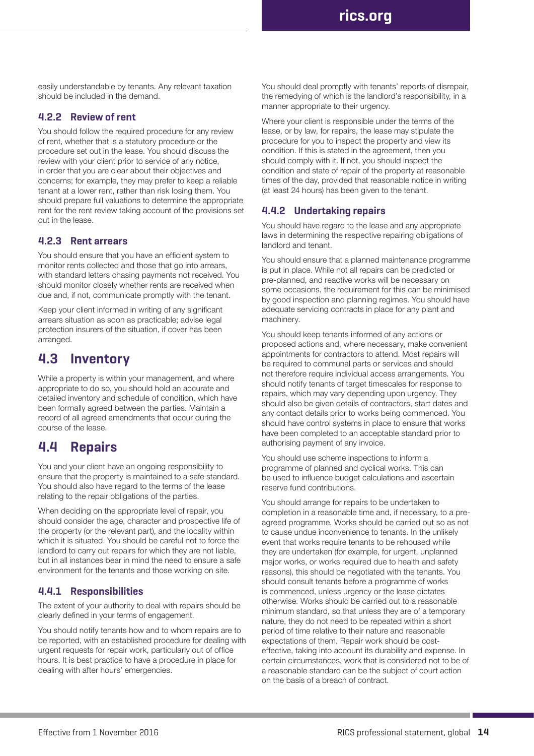easily understandable by tenants. Any relevant taxation should be included in the demand.

### 4.2.2 Review of rent

You should follow the required procedure for any review of rent, whether that is a statutory procedure or the procedure set out in the lease. You should discuss the review with your client prior to service of any notice, in order that you are clear about their objectives and concerns; for example, they may prefer to keep a reliable tenant at a lower rent, rather than risk losing them. You should prepare full valuations to determine the appropriate rent for the rent review taking account of the provisions set out in the lease.

### 4.2.3 Rent arrears

You should ensure that you have an efficient system to monitor rents collected and those that go into arrears, with standard letters chasing payments not received. You should monitor closely whether rents are received when due and, if not, communicate promptly with the tenant.

Keep your client informed in writing of any significant arrears situation as soon as practicable; advise legal protection insurers of the situation, if cover has been arranged.

## 4.3 Inventory

While a property is within your management, and where appropriate to do so, you should hold an accurate and detailed inventory and schedule of condition, which have been formally agreed between the parties. Maintain a record of all agreed amendments that occur during the course of the lease.

## 4.4 Repairs

You and your client have an ongoing responsibility to ensure that the property is maintained to a safe standard. You should also have regard to the terms of the lease relating to the repair obligations of the parties.

When deciding on the appropriate level of repair, you should consider the age, character and prospective life of the property (or the relevant part), and the locality within which it is situated. You should be careful not to force the landlord to carry out repairs for which they are not liable, but in all instances bear in mind the need to ensure a safe environment for the tenants and those working on site.

### 4.4.1 Responsibilities

The extent of your authority to deal with repairs should be clearly defined in your terms of engagement.

You should notify tenants how and to whom repairs are to be reported, with an established procedure for dealing with urgent requests for repair work, particularly out of office hours. It is best practice to have a procedure in place for dealing with after hours' emergencies.

You should deal promptly with tenants' reports of disrepair, the remedying of which is the landlord's responsibility, in a manner appropriate to their urgency.

Where your client is responsible under the terms of the lease, or by law, for repairs, the lease may stipulate the procedure for you to inspect the property and view its condition. If this is stated in the agreement, then you should comply with it. If not, you should inspect the condition and state of repair of the property at reasonable times of the day, provided that reasonable notice in writing (at least 24 hours) has been given to the tenant.

### 4.4.2 Undertaking repairs

You should have regard to the lease and any appropriate laws in determining the respective repairing obligations of landlord and tenant.

You should ensure that a planned maintenance programme is put in place. While not all repairs can be predicted or pre-planned, and reactive works will be necessary on some occasions, the requirement for this can be minimised by good inspection and planning regimes. You should have adequate servicing contracts in place for any plant and machinery.

You should keep tenants informed of any actions or proposed actions and, where necessary, make convenient appointments for contractors to attend. Most repairs will be required to communal parts or services and should not therefore require individual access arrangements. You should notify tenants of target timescales for response to repairs, which may vary depending upon urgency. They should also be given details of contractors, start dates and any contact details prior to works being commenced. You should have control systems in place to ensure that works have been completed to an acceptable standard prior to authorising payment of any invoice.

You should use scheme inspections to inform a programme of planned and cyclical works. This can be used to influence budget calculations and ascertain reserve fund contributions.

You should arrange for repairs to be undertaken to completion in a reasonable time and, if necessary, to a pre-agreed programme. Works should be carried out so as not to cause undue inconvenience to tenants. In the unlikely event that works require tenants to be rehoused while they are undertaken (for example, for urgent, unplanned major works, or works required due to health and safety reasons), this should be negotiated with the tenants. You should consult tenants before a programme of works is commenced, unless urgency or the lease dictates otherwise. Works should be carried out to a reasonable minimum standard, so that unless they are of a temporary nature, they do not need to be repeated within a short period of time relative to their nature and reasonable expectations of them. Repair work should be cost-effective, taking into account its durability and expense. In certain circumstances, work that is considered not to be of a reasonable standard can be the subject of court action on the basis of a breach of contract.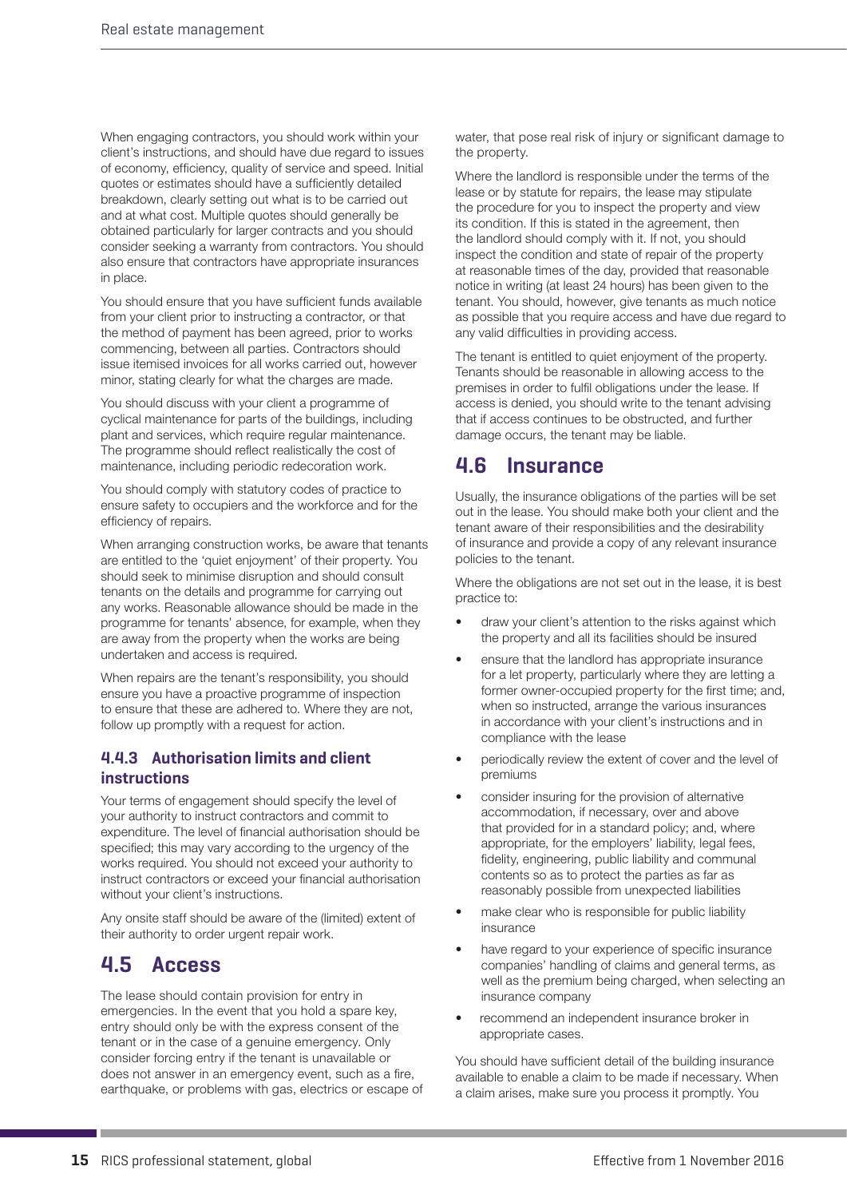When engaging contractors, you should work within your client's instructions, and should have due regard to issues of economy, efficiency, quality of service and speed. Initial quotes or estimates should have a sufficiently detailed breakdown, clearly setting out what is to be carried out and at what cost. Multiple quotes should generally be obtained particularly for larger contracts and you should consider seeking a warranty from contractors. You should also ensure that contractors have appropriate insurances in place.

You should ensure that you have sufficient funds available from your client prior to instructing a contractor, or that the method of payment has been agreed, prior to works commencing, between all parties. Contractors should issue itemised invoices for all works carried out, however minor, stating clearly for what the charges are made.

You should discuss with your client a programme of cyclical maintenance for parts of the buildings, including plant and services, which require regular maintenance. The programme should reflect realistically the cost of maintenance, including periodic redecoration work.

You should comply with statutory codes of practice to ensure safety to occupiers and the workforce and for the efficiency of repairs.

When arranging construction works, be aware that tenants are entitled to the 'quiet enjoyment' of their property. You should seek to minimise disruption and should consult tenants on the details and programme for carrying out any works. Reasonable allowance should be made in the programme for tenants' absence, for example, when they are away from the property when the works are being undertaken and access is required.

When repairs are the tenant's responsibility, you should ensure you have a proactive programme of inspection to ensure that these are adhered to. Where they are not, follow up promptly with a request for action.

### 4.4.3 Authorisation limits and client instructions

Your terms of engagement should specify the level of your authority to instruct contractors and commit to expenditure. The level of financial authorisation should be specified; this may vary according to the urgency of the works required. You should not exceed your authority to instruct contractors or exceed your financial authorisation without your client's instructions.

Any onsite staff should be aware of the (limited) extent of their authority to order urgent repair work.

## 4.5 Access

The lease should contain provision for entry in emergencies. In the event that you hold a spare key, entry should only be with the express consent of the tenant or in the case of a genuine emergency. Only consider forcing entry if the tenant is unavailable or does not answer in an emergency event, such as a fire, earthquake, or problems with gas, electrics or escape of water, that pose real risk of injury or significant damage to the property.

Where the landlord is responsible under the terms of the lease or by statute for repairs, the lease may stipulate the procedure for you to inspect the property and view its condition. If this is stated in the agreement, then the landlord should comply with it. If not, you should inspect the condition and state of repair of the property at reasonable times of the day, provided that reasonable notice in writing (at least 24 hours) has been given to the tenant. You should, however, give tenants as much notice as possible that you require access and have due regard to any valid difficulties in providing access.

The tenant is entitled to quiet enjoyment of the property. Tenants should be reasonable in allowing access to the premises in order to fulfil obligations under the lease. If access is denied, you should write to the tenant advising that if access continues to be obstructed, and further damage occurs, the tenant may be liable.

## 4.6 Insurance

Usually, the insurance obligations of the parties will be set out in the lease. You should make both your client and the tenant aware of their responsibilities and the desirability of insurance and provide a copy of any relevant insurance policies to the tenant.

Where the obligations are not set out in the lease, it is best practice to:

- draw your client's attention to the risks against which the property and all its facilities should be insured
- ensure that the landlord has appropriate insurance for a let property, particularly where they are letting a former owner-occupied property for the first time; and, when so instructed, arrange the various insurances in accordance with your client's instructions and in compliance with the lease
- periodically review the extent of cover and the level of premiums
- consider insuring for the provision of alternative accommodation, if necessary, over and above that provided for in a standard policy; and, where appropriate, for the employers' liability, legal fees, fidelity, engineering, public liability and communal contents so as to protect the parties as far as reasonably possible from unexpected liabilities
- make clear who is responsible for public liability insurance
- have regard to your experience of specific insurance companies' handling of claims and general terms, as well as the premium being charged, when selecting an insurance company
- recommend an independent insurance broker in appropriate cases.

You should have sufficient detail of the building insurance available to enable a claim to be made if necessary. When a claim arises, make sure you process it promptly. You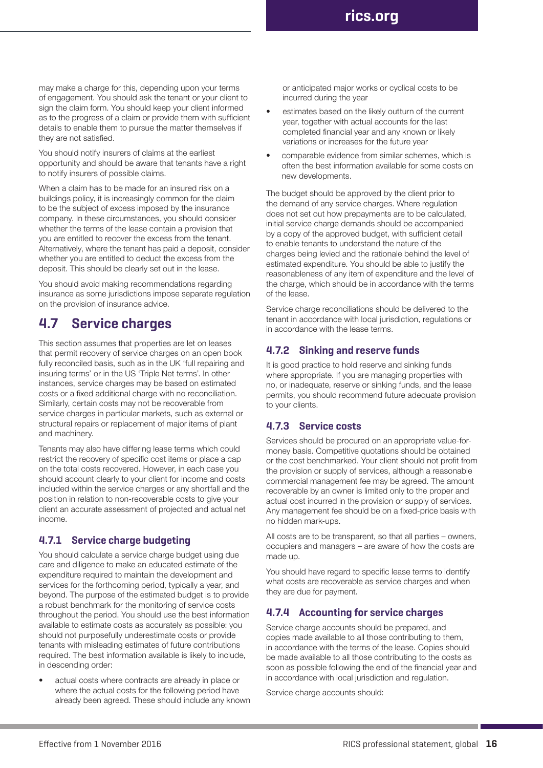may make a charge for this, depending upon your terms of engagement. You should ask the tenant or your client to sign the claim form. You should keep your client informed as to the progress of a claim or provide them with sufficient details to enable them to pursue the matter themselves if they are not satisfied.

You should notify insurers of claims at the earliest opportunity and should be aware that tenants have a right to notify insurers of possible claims.

When a claim has to be made for an insured risk on a buildings policy, it is increasingly common for the claim to be the subject of excess imposed by the insurance company. In these circumstances, you should consider whether the terms of the lease contain a provision that you are entitled to recover the excess from the tenant. Alternatively, where the tenant has paid a deposit, consider whether you are entitled to deduct the excess from the deposit. This should be clearly set out in the lease.

You should avoid making recommendations regarding insurance as some jurisdictions impose separate regulation on the provision of insurance advice.

## 4.7 Service charges

This section assumes that properties are let on leases that permit recovery of service charges on an open book fully reconciled basis, such as in the UK 'full repairing and insuring terms' or in the US 'Triple Net terms'. In other instances, service charges may be based on estimated costs or a fixed additional charge with no reconciliation. Similarly, certain costs may not be recoverable from service charges in particular markets, such as external or structural repairs or replacement of major items of plant and machinery.

Tenants may also have differing lease terms which could restrict the recovery of specific cost items or place a cap on the total costs recovered. However, in each case you should account clearly to your client for income and costs included within the service charges or any shortfall and the position in relation to non-recoverable costs to give your client an accurate assessment of projected and actual net income.

### 4.7.1 Service charge budgeting

You should calculate a service charge budget using due care and diligence to make an educated estimate of the expenditure required to maintain the development and services for the forthcoming period, typically a year, and beyond. The purpose of the estimated budget is to provide a robust benchmark for the monitoring of service costs throughout the period. You should use the best information available to estimate costs as accurately as possible: you should not purposefully underestimate costs or provide tenants with misleading estimates of future contributions required. The best information available is likely to include, in descending order:

- actual costs where contracts are already in place or where the actual costs for the following period have already been agreed. These should include any known or anticipated major works or cyclical costs to be incurred during the year
- estimates based on the likely outturn of the current year, together with actual accounts for the last completed financial year and any known or likely variations or increases for the future year
- comparable evidence from similar schemes, which is often the best information available for some costs on new developments.

The budget should be approved by the client prior to the demand of any service charges. Where regulation does not set out how prepayments are to be calculated, initial service charge demands should be accompanied by a copy of the approved budget, with sufficient detail to enable tenants to understand the nature of the charges being levied and the rationale behind the level of estimated expenditure. You should be able to justify the reasonableness of any item of expenditure and the level of the charge, which should be in accordance with the terms of the lease.

Service charge reconciliations should be delivered to the tenant in accordance with local jurisdiction, regulations or in accordance with the lease terms.

### 4.7.2 Sinking and reserve funds

It is good practice to hold reserve and sinking funds where appropriate. If you are managing properties with no, or inadequate, reserve or sinking funds, and the lease permits, you should recommend future adequate provision to your clients.

### 4.7.3 Service costs

Services should be procured on an appropriate value-for-money basis. Competitive quotations should be obtained or the cost benchmarked. Your client should not profit from the provision or supply of services, although a reasonable commercial management fee may be agreed. The amount recoverable by an owner is limited only to the proper and actual cost incurred in the provision or supply of services. Any management fee should be on a fixed-price basis with no hidden mark-ups.

All costs are to be transparent, so that all parties – owners, occupiers and managers – are aware of how the costs are made up.

You should have regard to specific lease terms to identify what costs are recoverable as service charges and when they are due for payment.

### 4.7.4 Accounting for service charges

Service charge accounts should be prepared, and copies made available to all those contributing to them, in accordance with the terms of the lease. Copies should be made available to all those contributing to the costs as soon as possible following the end of the financial year and in accordance with local jurisdiction and regulation.

Service charge accounts should: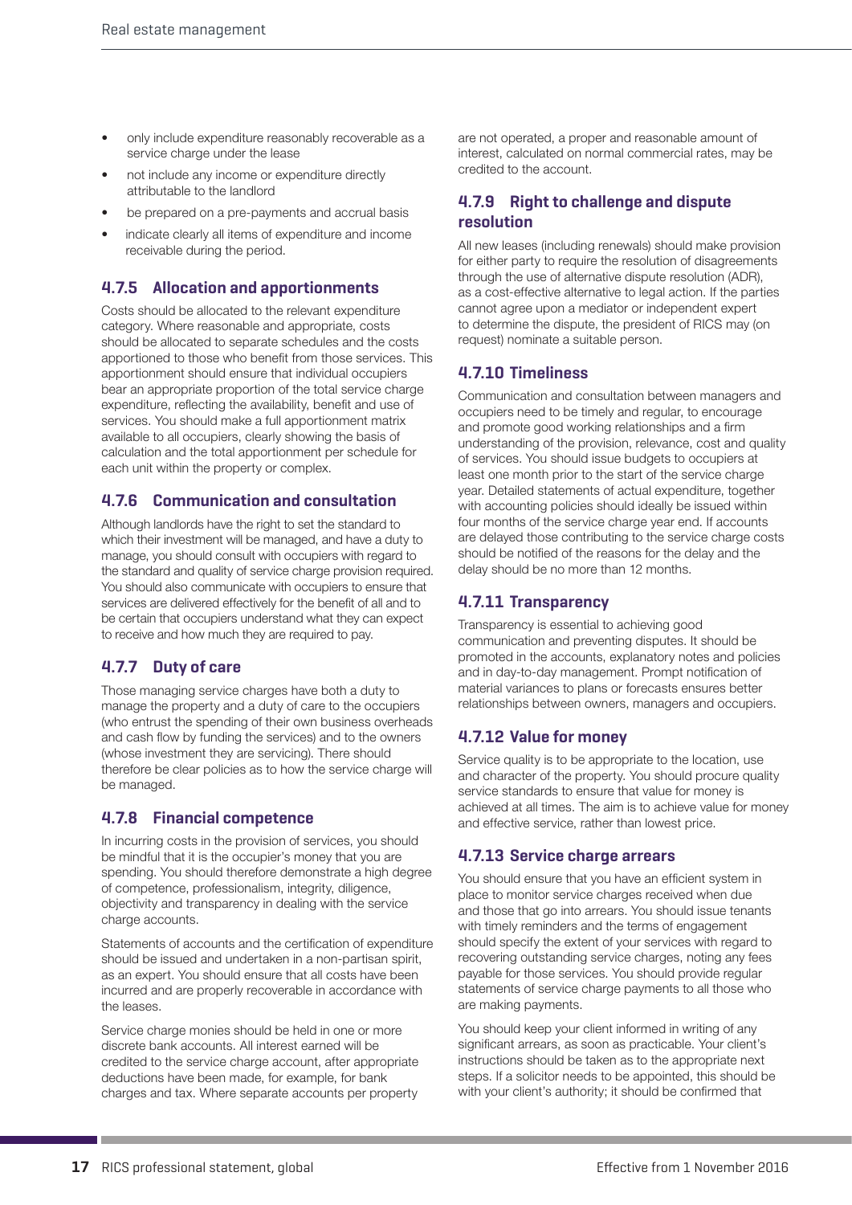- only include expenditure reasonably recoverable as a service charge under the lease
- not include any income or expenditure directly attributable to the landlord
- be prepared on a pre-payments and accrual basis
- indicate clearly all items of expenditure and income receivable during the period.

### 4.7.5 Allocation and apportionments

Costs should be allocated to the relevant expenditure category. Where reasonable and appropriate, costs should be allocated to separate schedules and the costs apportioned to those who benefit from those services. This apportionment should ensure that individual occupiers bear an appropriate proportion of the total service charge expenditure, reflecting the availability, benefit and use of services. You should make a full apportionment matrix available to all occupiers, clearly showing the basis of calculation and the total apportionment per schedule for each unit within the property or complex.

### 4.7.6 Communication and consultation

Although landlords have the right to set the standard to which their investment will be managed, and have a duty to manage, you should consult with occupiers with regard to the standard and quality of service charge provision required. You should also communicate with occupiers to ensure that services are delivered effectively for the benefit of all and to be certain that occupiers understand what they can expect to receive and how much they are required to pay.

### 4.7.7 Duty of care

Those managing service charges have both a duty to manage the property and a duty of care to the occupiers (who entrust the spending of their own business overheads and cash flow by funding the services) and to the owners (whose investment they are servicing). There should therefore be clear policies as to how the service charge will be managed.

### 4.7.8 Financial competence

In incurring costs in the provision of services, you should be mindful that it is the occupier's money that you are spending. You should therefore demonstrate a high degree of competence, professionalism, integrity, diligence, objectivity and transparency in dealing with the service charge accounts.

Statements of accounts and the certification of expenditure should be issued and undertaken in a non-partisan spirit, as an expert. You should ensure that all costs have been incurred and are properly recoverable in accordance with the leases.

Service charge monies should be held in one or more discrete bank accounts. All interest earned will be credited to the service charge account, after appropriate deductions have been made, for example, for bank charges and tax. Where separate accounts per property are not operated, a proper and reasonable amount of interest, calculated on normal commercial rates, may be credited to the account.

### 4.7.9 Right to challenge and dispute resolution

All new leases (including renewals) should make provision for either party to require the resolution of disagreements through the use of alternative dispute resolution (ADR), as a cost-effective alternative to legal action. If the parties cannot agree upon a mediator or independent expert to determine the dispute, the president of RICS may (on request) nominate a suitable person.

### 4.7.10 Timeliness

Communication and consultation between managers and occupiers need to be timely and regular, to encourage and promote good working relationships and a firm understanding of the provision, relevance, cost and quality of services. You should issue budgets to occupiers at least one month prior to the start of the service charge year. Detailed statements of actual expenditure, together with accounting policies should ideally be issued within four months of the service charge year end. If accounts are delayed those contributing to the service charge costs should be notified of the reasons for the delay and the delay should be no more than 12 months.

### 4.7.11 Transparency

Transparency is essential to achieving good communication and preventing disputes. It should be promoted in the accounts, explanatory notes and policies and in day-to-day management. Prompt notification of material variances to plans or forecasts ensures better relationships between owners, managers and occupiers.

### 4.7.12 Value for money

Service quality is to be appropriate to the location, use and character of the property. You should procure quality service standards to ensure that value for money is achieved at all times. The aim is to achieve value for money and effective service, rather than lowest price.

### 4.7.13 Service charge arrears

You should ensure that you have an efficient system in place to monitor service charges received when due and those that go into arrears. You should issue tenants with timely reminders and the terms of engagement should specify the extent of your services with regard to recovering outstanding service charges, noting any fees payable for those services. You should provide regular statements of service charge payments to all those who are making payments.

You should keep your client informed in writing of any significant arrears, as soon as practicable. Your client's instructions should be taken as to the appropriate next steps. If a solicitor needs to be appointed, this should be with your client's authority; it should be confirmed that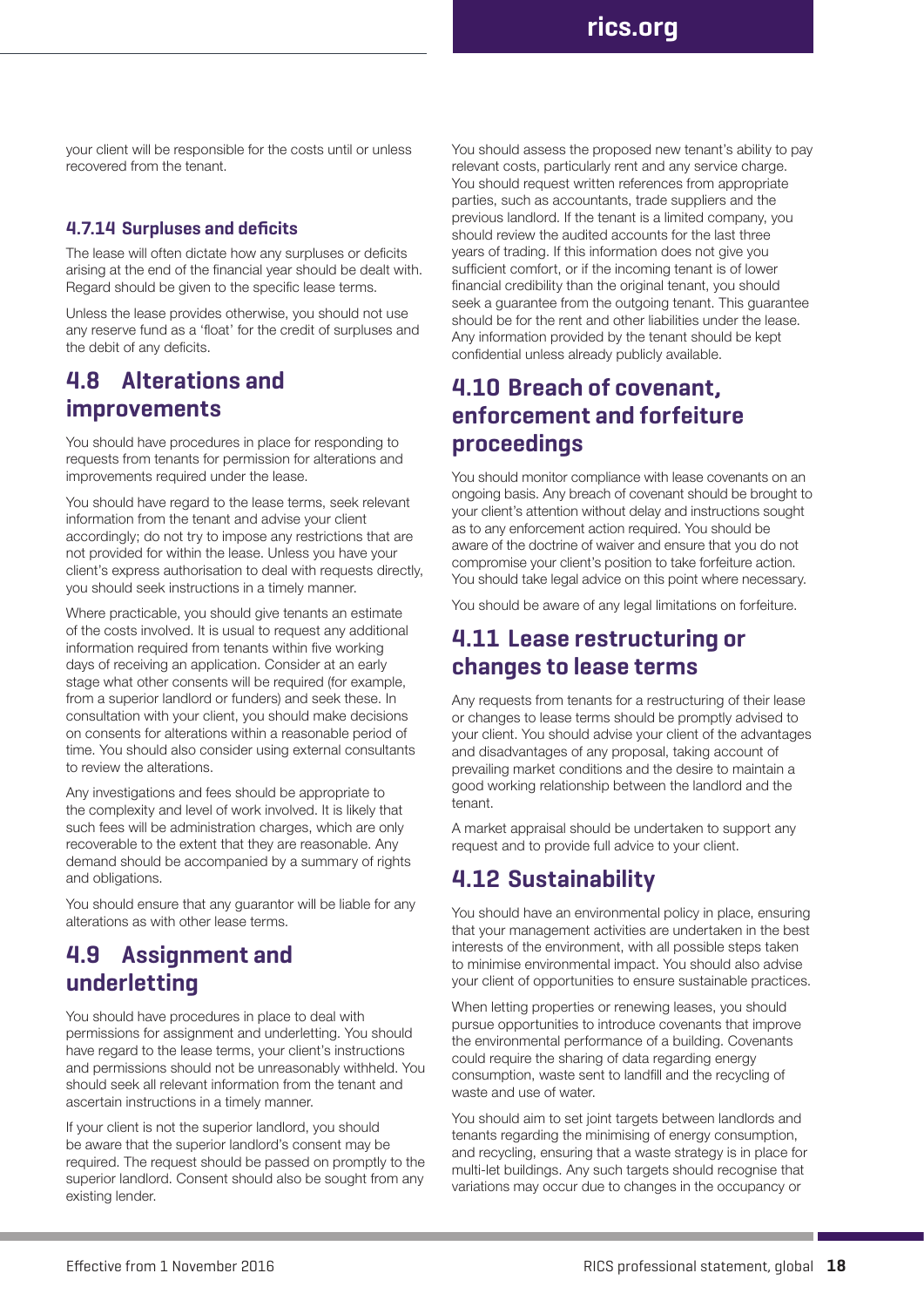your client will be responsible for the costs until or unless recovered from the tenant.

#### 4.7.14 Surpluses and deficits

The lease will often dictate how any surpluses or deficits arising at the end of the financial year should be dealt with. Regard should be given to the specific lease terms.

Unless the lease provides otherwise, you should not use any reserve fund as a 'float' for the credit of surpluses and the debit of any deficits.

## 4.8 Alterations and improvements

You should have procedures in place for responding to requests from tenants for permission for alterations and improvements required under the lease.

You should have regard to the lease terms, seek relevant information from the tenant and advise your client accordingly; do not try to impose any restrictions that are not provided for within the lease. Unless you have your client's express authorisation to deal with requests directly, you should seek instructions in a timely manner.

Where practicable, you should give tenants an estimate of the costs involved. It is usual to request any additional information required from tenants within five working days of receiving an application. Consider at an early stage what other consents will be required (for example, from a superior landlord or funders) and seek these. In consultation with your client, you should make decisions on consents for alterations within a reasonable period of time. You should also consider using external consultants to review the alterations.

Any investigations and fees should be appropriate to the complexity and level of work involved. It is likely that such fees will be administration charges, which are only recoverable to the extent that they are reasonable. Any demand should be accompanied by a summary of rights and obligations.

You should ensure that any guarantor will be liable for any alterations as with other lease terms.

## 4.9 Assignment and underletting

You should have procedures in place to deal with permissions for assignment and underletting. You should have regard to the lease terms, your client's instructions and permissions should not be unreasonably withheld. You should seek all relevant information from the tenant and ascertain instructions in a timely manner.

If your client is not the superior landlord, you should be aware that the superior landlord's consent may be required. The request should be passed on promptly to the superior landlord. Consent should also be sought from any existing lender.

You should assess the proposed new tenant's ability to pay relevant costs, particularly rent and any service charge. You should request written references from appropriate parties, such as accountants, trade suppliers and the previous landlord. If the tenant is a limited company, you should review the audited accounts for the last three years of trading. If this information does not give you sufficient comfort, or if the incoming tenant is of lower financial credibility than the original tenant, you should seek a guarantee from the outgoing tenant. This guarantee should be for the rent and other liabilities under the lease. Any information provided by the tenant should be kept confidential unless already publicly available.

## 4.10 Breach of covenant, enforcement and forfeiture proceedings

You should monitor compliance with lease covenants on an ongoing basis. Any breach of covenant should be brought to your client's attention without delay and instructions sought as to any enforcement action required. You should be aware of the doctrine of waiver and ensure that you do not compromise your client's position to take forfeiture action. You should take legal advice on this point where necessary.

You should be aware of any legal limitations on forfeiture.

## 4.11 Lease restructuring or changes to lease terms

Any requests from tenants for a restructuring of their lease or changes to lease terms should be promptly advised to your client. You should advise your client of the advantages and disadvantages of any proposal, taking account of prevailing market conditions and the desire to maintain a good working relationship between the landlord and the tenant.

A market appraisal should be undertaken to support any request and to provide full advice to your client.

## 4.12 Sustainability

You should have an environmental policy in place, ensuring that your management activities are undertaken in the best interests of the environment, with all possible steps taken to minimise environmental impact. You should also advise your client of opportunities to ensure sustainable practices.

When letting properties or renewing leases, you should pursue opportunities to introduce covenants that improve the environmental performance of a building. Covenants could require the sharing of data regarding energy consumption, waste sent to landfill and the recycling of waste and use of water.

You should aim to set joint targets between landlords and tenants regarding the minimising of energy consumption, and recycling, ensuring that a waste strategy is in place for multi-let buildings. Any such targets should recognise that variations may occur due to changes in the occupancy or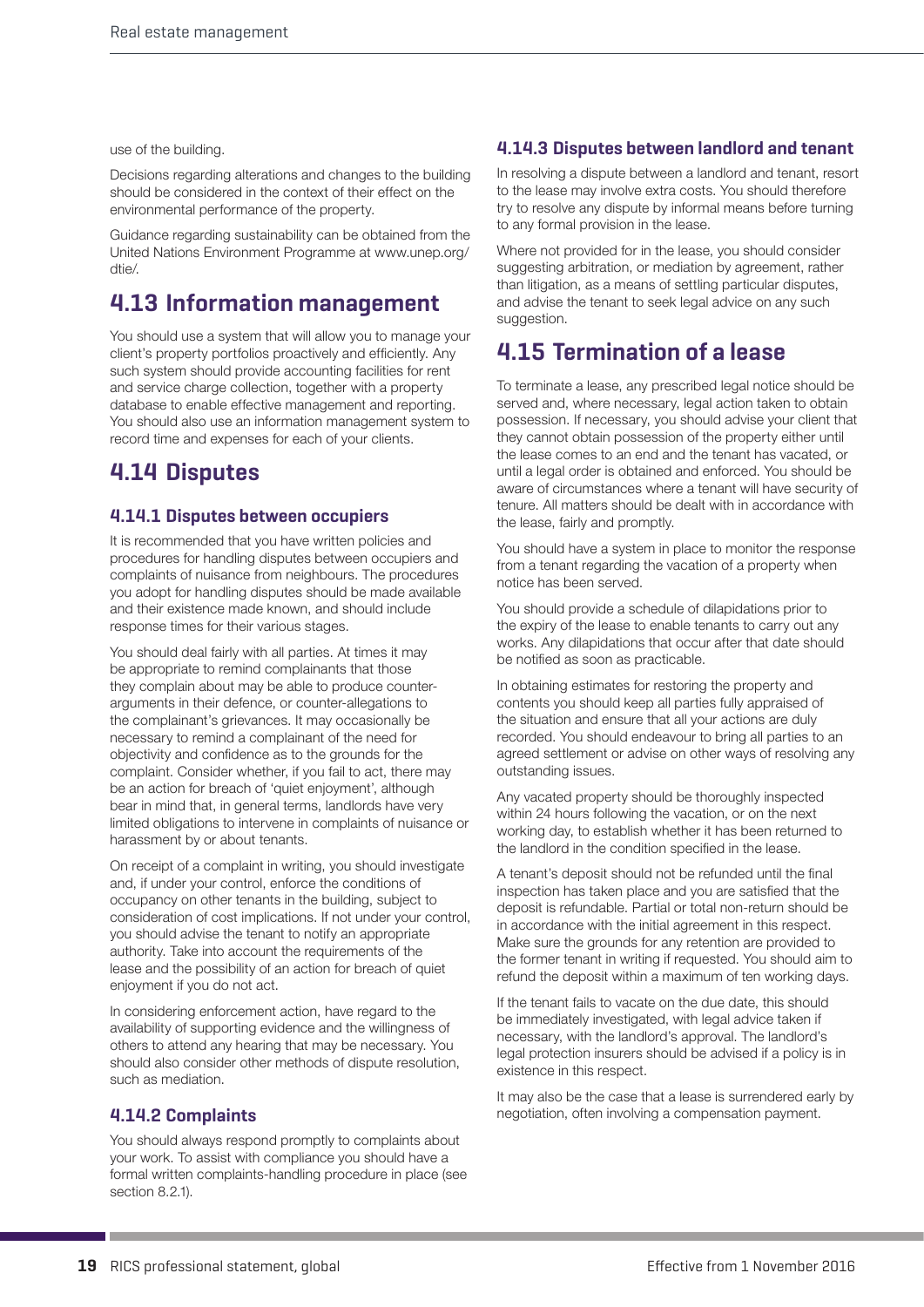use of the building.

Decisions regarding alterations and changes to the building should be considered in the context of their effect on the environmental performance of the property.

Guidance regarding sustainability can be obtained from the United Nations Environment Programme at www.unep.org/dtie/.

## 4.13 Information management

You should use a system that will allow you to manage your client's property portfolios proactively and efficiently. Any such system should provide accounting facilities for rent and service charge collection, together with a property database to enable effective management and reporting. You should also use an information management system to record time and expenses for each of your clients.

## 4.14 Disputes

### 4.14.1 Disputes between occupiers

It is recommended that you have written policies and procedures for handling disputes between occupiers and complaints of nuisance from neighbours. The procedures you adopt for handling disputes should be made available and their existence made known, and should include response times for their various stages.

You should deal fairly with all parties. At times it may be appropriate to remind complainants that those they complain about may be able to produce counter-arguments in their defence, or counter-allegations to the complainant's grievances. It may occasionally be necessary to remind a complainant of the need for objectivity and confidence as to the grounds for the complaint. Consider whether, if you fail to act, there may be an action for breach of 'quiet enjoyment', although bear in mind that, in general terms, landlords have very limited obligations to intervene in complaints of nuisance or harassment by or about tenants.

On receipt of a complaint in writing, you should investigate and, if under your control, enforce the conditions of occupancy on other tenants in the building, subject to consideration of cost implications. If not under your control, you should advise the tenant to notify an appropriate authority. Take into account the requirements of the lease and the possibility of an action for breach of quiet enjoyment if you do not act.

In considering enforcement action, have regard to the availability of supporting evidence and the willingness of others to attend any hearing that may be necessary. You should also consider other methods of dispute resolution, such as mediation.

### 4.14.2 Complaints

You should always respond promptly to complaints about your work. To assist with compliance you should have a formal written complaints-handling procedure in place (see section 8.2.1).

### 4.14.3 Disputes between landlord and tenant

In resolving a dispute between a landlord and tenant, resort to the lease may involve extra costs. You should therefore try to resolve any dispute by informal means before turning to any formal provision in the lease.

Where not provided for in the lease, you should consider suggesting arbitration, or mediation by agreement, rather than litigation, as a means of settling particular disputes, and advise the tenant to seek legal advice on any such suggestion.

## 4.15 Termination of a lease

To terminate a lease, any prescribed legal notice should be served and, where necessary, legal action taken to obtain possession. If necessary, you should advise your client that they cannot obtain possession of the property either until the lease comes to an end and the tenant has vacated, or until a legal order is obtained and enforced. You should be aware of circumstances where a tenant will have security of tenure. All matters should be dealt with in accordance with the lease, fairly and promptly.

You should have a system in place to monitor the response from a tenant regarding the vacation of a property when notice has been served.

You should provide a schedule of dilapidations prior to the expiry of the lease to enable tenants to carry out any works. Any dilapidations that occur after that date should be notified as soon as practicable.

In obtaining estimates for restoring the property and contents you should keep all parties fully appraised of the situation and ensure that all your actions are duly recorded. You should endeavour to bring all parties to an agreed settlement or advise on other ways of resolving any outstanding issues.

Any vacated property should be thoroughly inspected within 24 hours following the vacation, or on the next working day, to establish whether it has been returned to the landlord in the condition specified in the lease.

A tenant's deposit should not be refunded until the final inspection has taken place and you are satisfied that the deposit is refundable. Partial or total non-return should be in accordance with the initial agreement in this respect. Make sure the grounds for any retention are provided to the former tenant in writing if requested. You should aim to refund the deposit within a maximum of ten working days.

If the tenant fails to vacate on the due date, this should be immediately investigated, with legal advice taken if necessary, with the landlord's approval. The landlord's legal protection insurers should be advised if a policy is in existence in this respect.

It may also be the case that a lease is surrendered early by negotiation, often involving a compensation payment.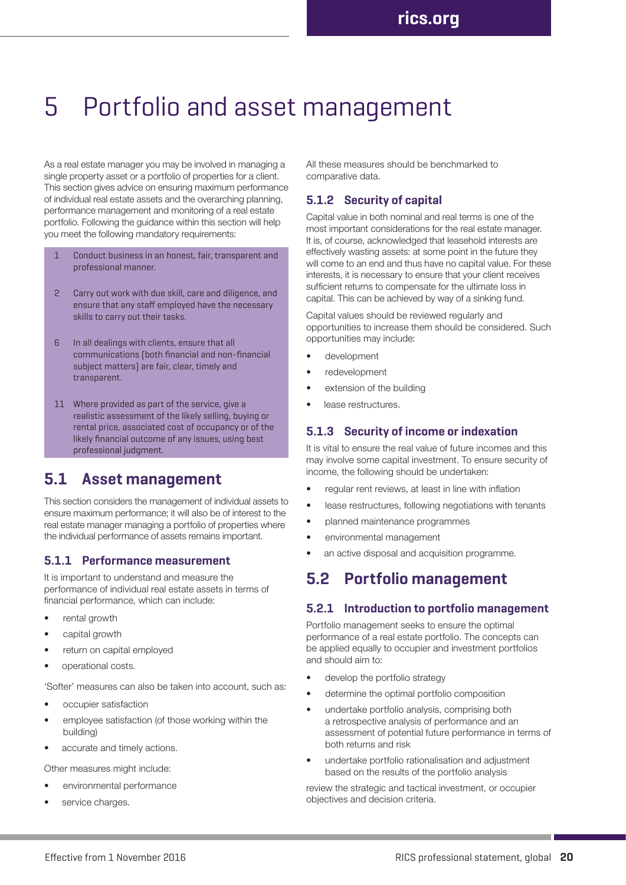# 5 Portfolio and asset management

As a real estate manager you may be involved in managing a single property asset or a portfolio of properties for a client. This section gives advice on ensuring maximum performance of individual real estate assets and the overarching planning, performance management and monitoring of a real estate portfolio. Following the guidance within this section will help you meet the following mandatory requirements:

1 Conduct business in an honest, fair, transparent and professional manner.

2 Carry out work with due skill, care and diligence, and ensure that any staff employed have the necessary skills to carry out their tasks.

6 In all dealings with clients, ensure that all communications (both financial and non-financial subject matters) are fair, clear, timely and transparent.

11 Where provided as part of the service, give a realistic assessment of the likely selling, buying or rental price, associated cost of occupancy or of the likely financial outcome of any issues, using best professional judgment.

## 5.1 Asset management

This section considers the management of individual assets to ensure maximum performance; it will also be of interest to the real estate manager managing a portfolio of properties where the individual performance of assets remains important.

### 5.1.1 Performance measurement

It is important to understand and measure the performance of individual real estate assets in terms of financial performance, which can include:

- rental growth
- capital growth
- return on capital employed
- operational costs.

'Softer' measures can also be taken into account, such as:

- occupier satisfaction
- employee satisfaction (of those working within the building)
- accurate and timely actions.

Other measures might include:

- environmental performance
- service charges.

All these measures should be benchmarked to comparative data.

### 5.1.2 Security of capital

Capital value in both nominal and real terms is one of the most important considerations for the real estate manager. It is, of course, acknowledged that leasehold interests are effectively wasting assets: at some point in the future they will come to an end and thus have no capital value. For these interests, it is necessary to ensure that your client receives sufficient returns to compensate for the ultimate loss in capital. This can be achieved by way of a sinking fund.

Capital values should be reviewed regularly and opportunities to increase them should be considered. Such opportunities may include:

- development
- redevelopment
- extension of the building
- lease restructures.

### 5.1.3 Security of income or indexation

It is vital to ensure the real value of future incomes and this may involve some capital investment. To ensure security of income, the following should be undertaken:

- regular rent reviews, at least in line with inflation
- lease restructures, following negotiations with tenants
- planned maintenance programmes
- environmental management
- an active disposal and acquisition programme.

## 5.2 Portfolio management

### 5.2.1 Introduction to portfolio management

Portfolio management seeks to ensure the optimal performance of a real estate portfolio. The concepts can be applied equally to occupier and investment portfolios and should aim to:

- develop the portfolio strategy
- determine the optimal portfolio composition
- undertake portfolio analysis, comprising both a retrospective analysis of performance and an assessment of potential future performance in terms of both returns and risk
- undertake portfolio rationalisation and adjustment based on the results of the portfolio analysis

review the strategic and tactical investment, or occupier objectives and decision criteria.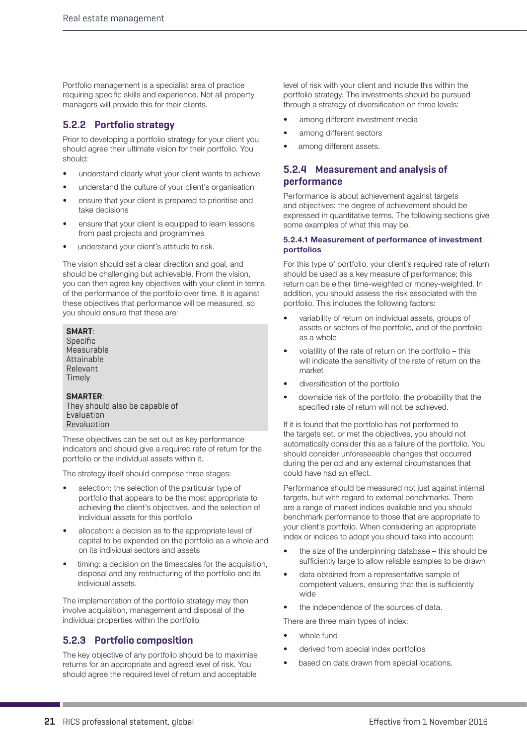Portfolio management is a specialist area of practice requiring specific skills and experience. Not all property managers will provide this for their clients.

### 5.2.2 Portfolio strategy

Prior to developing a portfolio strategy for your client you should agree their ultimate vision for their portfolio. You should:

- understand clearly what your client wants to achieve
- understand the culture of your client's organisation
- ensure that your client is prepared to prioritise and take decisions
- ensure that your client is equipped to learn lessons from past projects and programmes
- understand your client's attitude to risk.

The vision should set a clear direction and goal, and should be challenging but achievable. From the vision, you can then agree key objectives with your client in terms of the performance of the portfolio over time. It is against these objectives that performance will be measured, so you should ensure that these are:

> **SMART**:
> Specific
> Measurable
> Attainable
> Relevant
> Timely
>
> **SMARTER**:
> They should also be capable of
> Evaluation
> Revaluation

These objectives can be set out as key performance indicators and should give a required rate of return for the portfolio or the individual assets within it.

The strategy itself should comprise three stages:

- selection: the selection of the particular type of portfolio that appears to be the most appropriate to achieving the client's objectives, and the selection of individual assets for this portfolio
- allocation: a decision as to the appropriate level of capital to be expended on the portfolio as a whole and on its individual sectors and assets
- timing: a decision on the timescales for the acquisition, disposal and any restructuring of the portfolio and its individual assets.

The implementation of the portfolio strategy may then involve acquisition, management and disposal of the individual properties within the portfolio.

### 5.2.3 Portfolio composition

The key objective of any portfolio should be to maximise returns for an appropriate and agreed level of risk. You should agree the required level of return and acceptable level of risk with your client and include this within the portfolio strategy. The investments should be pursued through a strategy of diversification on three levels:

- among different investment media
- among different sectors
- among different assets.

### 5.2.4 Measurement and analysis of performance

Performance is about achievement against targets and objectives: the degree of achievement should be expressed in quantitative terms. The following sections give some examples of what this may be.

#### 5.2.4.1 Measurement of performance of investment portfolios

For this type of portfolio, your client's required rate of return should be used as a key measure of performance; this return can be either time-weighted or money-weighted. In addition, you should assess the risk associated with the portfolio. This includes the following factors:

- variability of return on individual assets, groups of assets or sectors of the portfolio, and of the portfolio as a whole
- volatility of the rate of return on the portfolio – this will indicate the sensitivity of the rate of return on the market
- diversification of the portfolio
- downside risk of the portfolio: the probability that the specified rate of return will not be achieved.

If it is found that the portfolio has not performed to the targets set, or met the objectives, you should not automatically consider this as a failure of the portfolio. You should consider unforeseeable changes that occurred during the period and any external circumstances that could have had an effect.

Performance should be measured not just against internal targets, but with regard to external benchmarks. There are a range of market indices available and you should benchmark performance to those that are appropriate to your client's portfolio. When considering an appropriate index or indices to adopt you should take into account:

- the size of the underpinning database – this should be sufficiently large to allow reliable samples to be drawn
- data obtained from a representative sample of competent valuers, ensuring that this is sufficiently wide
- the independence of the sources of data.

There are three main types of index:

- whole fund
- derived from special index portfolios
- based on data drawn from special locations.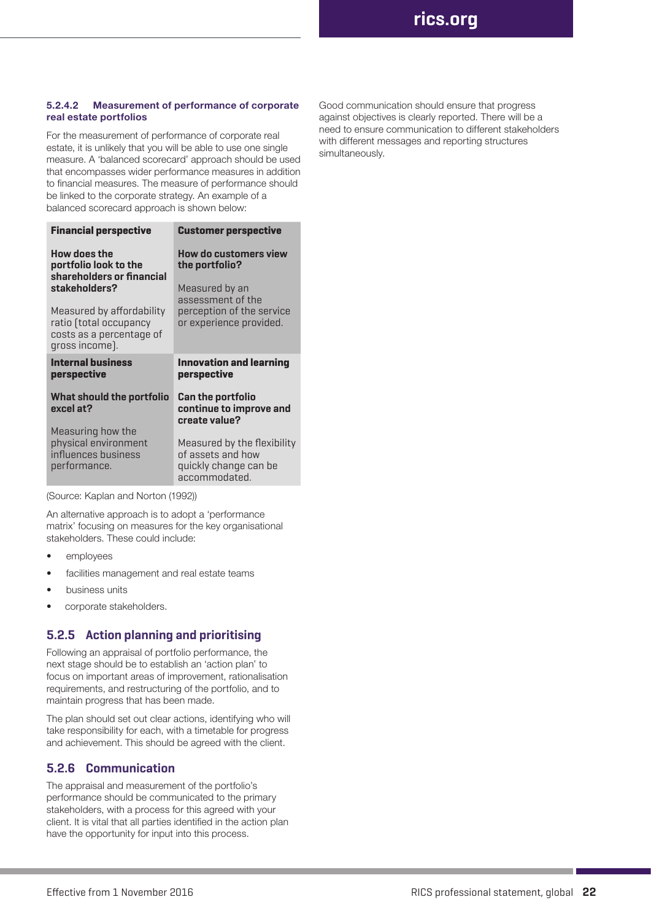#### 5.2.4.2 Measurement of performance of corporate real estate portfolios

For the measurement of performance of corporate real estate, it is unlikely that you will be able to use one single measure. A 'balanced scorecard' approach should be used that encompasses wider performance measures in addition to financial measures. The measure of performance should be linked to the corporate strategy. An example of a balanced scorecard approach is shown below:

| **Financial perspective** | **Customer perspective** |
|---|---|
| **How does the portfolio look to the shareholders or financial stakeholders?**<br><br>Measured by affordability ratio (total occupancy costs as a percentage of gross income). | **How do customers view the portfolio?**<br><br>Measured by an assessment of the perception of the service or experience provided. |
| **Internal business perspective** | **Innovation and learning perspective** |
| **What should the portfolio excel at?**<br><br>Measuring how the physical environment influences business performance. | **Can the portfolio continue to improve and create value?**<br><br>Measured by the flexibility of assets and how quickly change can be accommodated. |

(Source: Kaplan and Norton (1992))

An alternative approach is to adopt a 'performance matrix' focusing on measures for the key organisational stakeholders. These could include:

- employees
- facilities management and real estate teams
- business units
- corporate stakeholders.

### 5.2.5 Action planning and prioritising

Following an appraisal of portfolio performance, the next stage should be to establish an 'action plan' to focus on important areas of improvement, rationalisation requirements, and restructuring of the portfolio, and to maintain progress that has been made.

The plan should set out clear actions, identifying who will take responsibility for each, with a timetable for progress and achievement. This should be agreed with the client.

### 5.2.6 Communication

The appraisal and measurement of the portfolio's performance should be communicated to the primary stakeholders, with a process for this agreed with your client. It is vital that all parties identified in the action plan have the opportunity for input into this process.

Good communication should ensure that progress against objectives is clearly reported. There will be a need to ensure communication to different stakeholders with different messages and reporting structures simultaneously.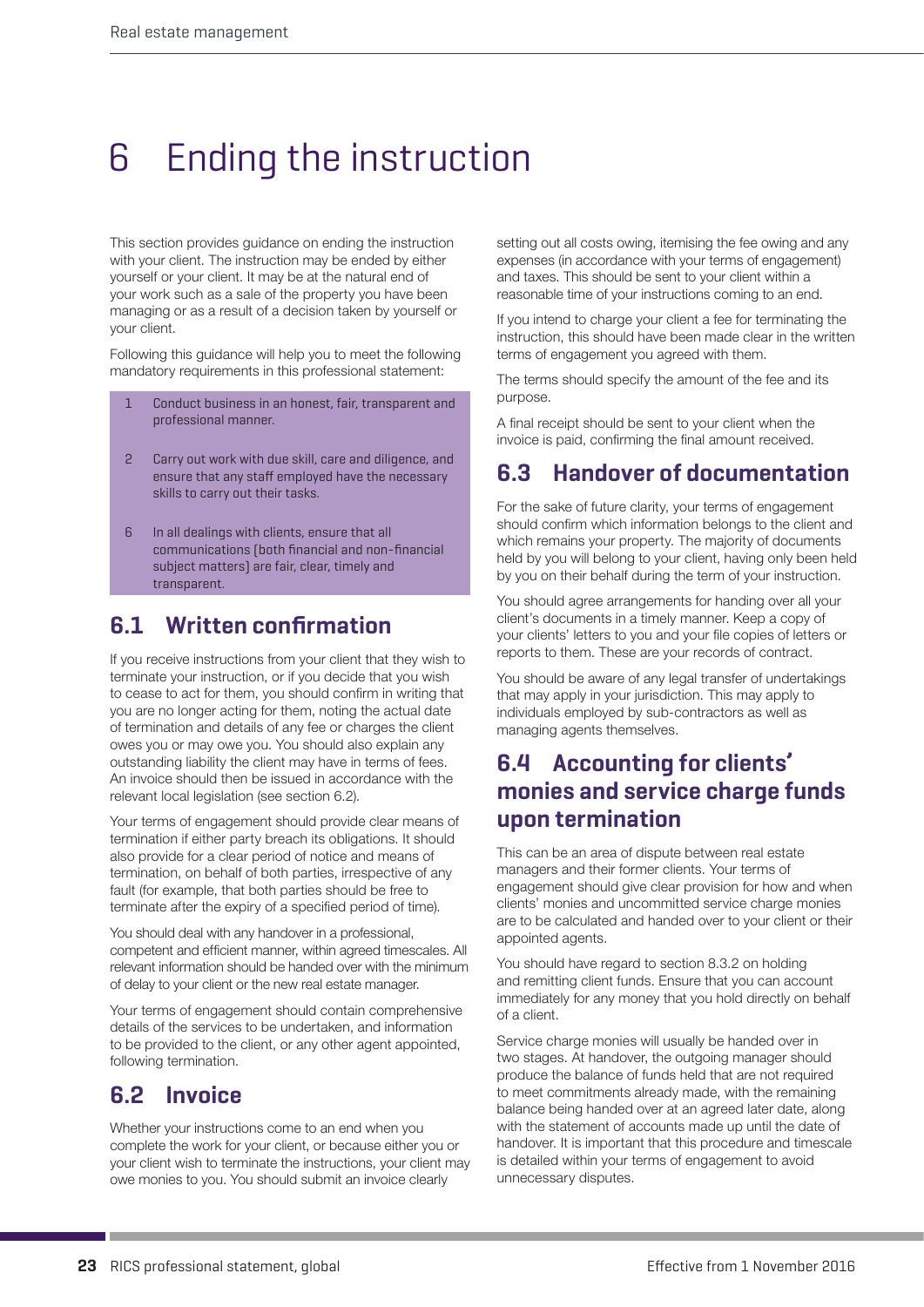# 6 Ending the instruction

This section provides guidance on ending the instruction with your client. The instruction may be ended by either yourself or your client. It may be at the natural end of your work such as a sale of the property you have been managing or as a result of a decision taken by yourself or your client.

Following this guidance will help you to meet the following mandatory requirements in this professional statement:

1 Conduct business in an honest, fair, transparent and professional manner.

2 Carry out work with due skill, care and diligence, and ensure that any staff employed have the necessary skills to carry out their tasks.

6 In all dealings with clients, ensure that all communications (both financial and non-financial subject matters) are fair, clear, timely and transparent.

## 6.1 Written confirmation

If you receive instructions from your client that they wish to terminate your instruction, or if you decide that you wish to cease to act for them, you should confirm in writing that you are no longer acting for them, noting the actual date of termination and details of any fee or charges the client owes you or may owe you. You should also explain any outstanding liability the client may have in terms of fees. An invoice should then be issued in accordance with the relevant local legislation (see section 6.2).

Your terms of engagement should provide clear means of termination if either party breach its obligations. It should also provide for a clear period of notice and means of termination, on behalf of both parties, irrespective of any fault (for example, that both parties should be free to terminate after the expiry of a specified period of time).

You should deal with any handover in a professional, competent and efficient manner, within agreed timescales. All relevant information should be handed over with the minimum of delay to your client or the new real estate manager.

Your terms of engagement should contain comprehensive details of the services to be undertaken, and information to be provided to the client, or any other agent appointed, following termination.

## 6.2 Invoice

Whether your instructions come to an end when you complete the work for your client, or because either you or your client wish to terminate the instructions, your client may owe monies to you. You should submit an invoice clearly setting out all costs owing, itemising the fee owing and any expenses (in accordance with your terms of engagement) and taxes. This should be sent to your client within a reasonable time of your instructions coming to an end.

If you intend to charge your client a fee for terminating the instruction, this should have been made clear in the written terms of engagement you agreed with them.

The terms should specify the amount of the fee and its purpose.

A final receipt should be sent to your client when the invoice is paid, confirming the final amount received.

## 6.3 Handover of documentation

For the sake of future clarity, your terms of engagement should confirm which information belongs to the client and which remains your property. The majority of documents held by you will belong to your client, having only been held by you on their behalf during the term of your instruction.

You should agree arrangements for handing over all your client's documents in a timely manner. Keep a copy of your clients' letters to you and your file copies of letters or reports to them. These are your records of contract.

You should be aware of any legal transfer of undertakings that may apply in your jurisdiction. This may apply to individuals employed by sub-contractors as well as managing agents themselves.

## 6.4 Accounting for clients' monies and service charge funds upon termination

This can be an area of dispute between real estate managers and their former clients. Your terms of engagement should give clear provision for how and when clients' monies and uncommitted service charge monies are to be calculated and handed over to your client or their appointed agents.

You should have regard to section 8.3.2 on holding and remitting client funds. Ensure that you can account immediately for any money that you hold directly on behalf of a client.

Service charge monies will usually be handed over in two stages. At handover, the outgoing manager should produce the balance of funds held that are not required to meet commitments already made, with the remaining balance being handed over at an agreed later date, along with the statement of accounts made up until the date of handover. It is important that this procedure and timescale is detailed within your terms of engagement to avoid unnecessary disputes.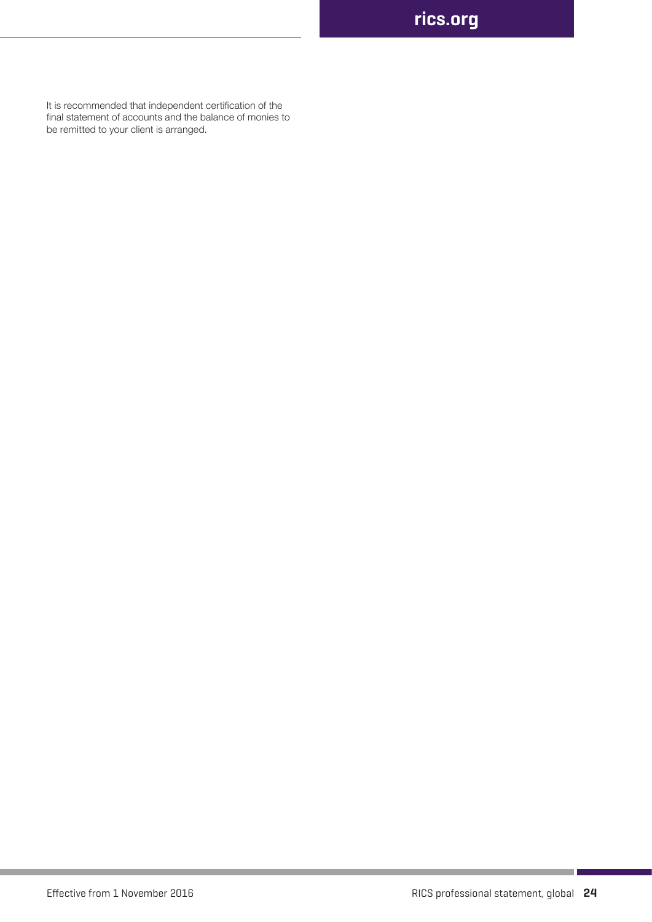It is recommended that independent certification of the final statement of accounts and the balance of monies to be remitted to your client is arranged.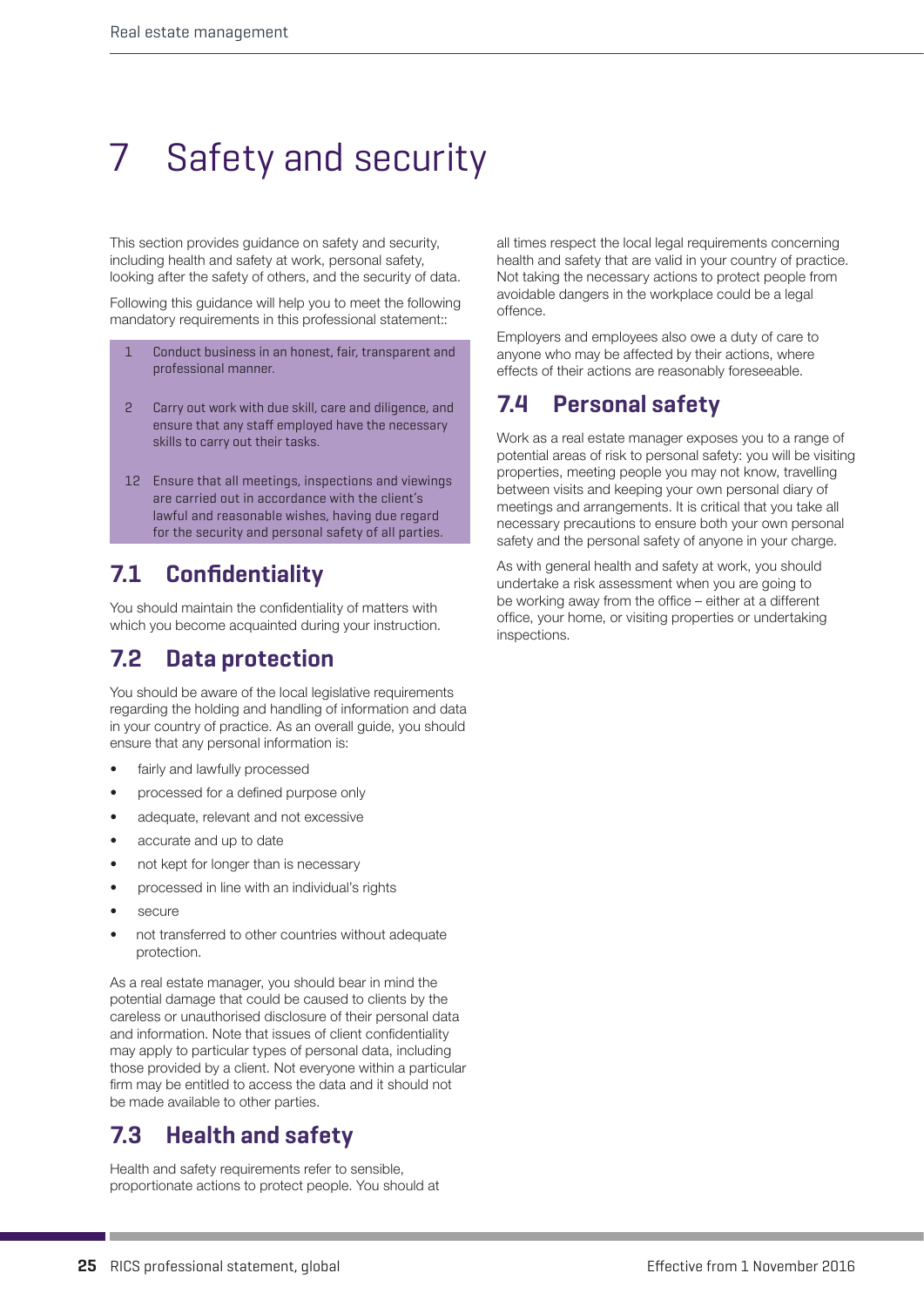# 7 Safety and security

This section provides guidance on safety and security, including health and safety at work, personal safety, looking after the safety of others, and the security of data.

Following this guidance will help you to meet the following mandatory requirements in this professional statement::

1 Conduct business in an honest, fair, transparent and professional manner.

2 Carry out work with due skill, care and diligence, and ensure that any staff employed have the necessary skills to carry out their tasks.

12 Ensure that all meetings, inspections and viewings are carried out in accordance with the client's lawful and reasonable wishes, having due regard for the security and personal safety of all parties.

## 7.1 Confidentiality

You should maintain the confidentiality of matters with which you become acquainted during your instruction.

## 7.2 Data protection

You should be aware of the local legislative requirements regarding the holding and handling of information and data in your country of practice. As an overall guide, you should ensure that any personal information is:

- fairly and lawfully processed
- processed for a defined purpose only
- adequate, relevant and not excessive
- accurate and up to date
- not kept for longer than is necessary
- processed in line with an individual's rights
- secure
- not transferred to other countries without adequate protection.

As a real estate manager, you should bear in mind the potential damage that could be caused to clients by the careless or unauthorised disclosure of their personal data and information. Note that issues of client confidentiality may apply to particular types of personal data, including those provided by a client. Not everyone within a particular firm may be entitled to access the data and it should not be made available to other parties.

## 7.3 Health and safety

Health and safety requirements refer to sensible, proportionate actions to protect people. You should at all times respect the local legal requirements concerning health and safety that are valid in your country of practice. Not taking the necessary actions to protect people from avoidable dangers in the workplace could be a legal offence.

Employers and employees also owe a duty of care to anyone who may be affected by their actions, where effects of their actions are reasonably foreseeable.

## 7.4 Personal safety

Work as a real estate manager exposes you to a range of potential areas of risk to personal safety: you will be visiting properties, meeting people you may not know, travelling between visits and keeping your own personal diary of meetings and arrangements. It is critical that you take all necessary precautions to ensure both your own personal safety and the personal safety of anyone in your charge.

As with general health and safety at work, you should undertake a risk assessment when you are going to be working away from the office – either at a different office, your home, or visiting properties or undertaking inspections.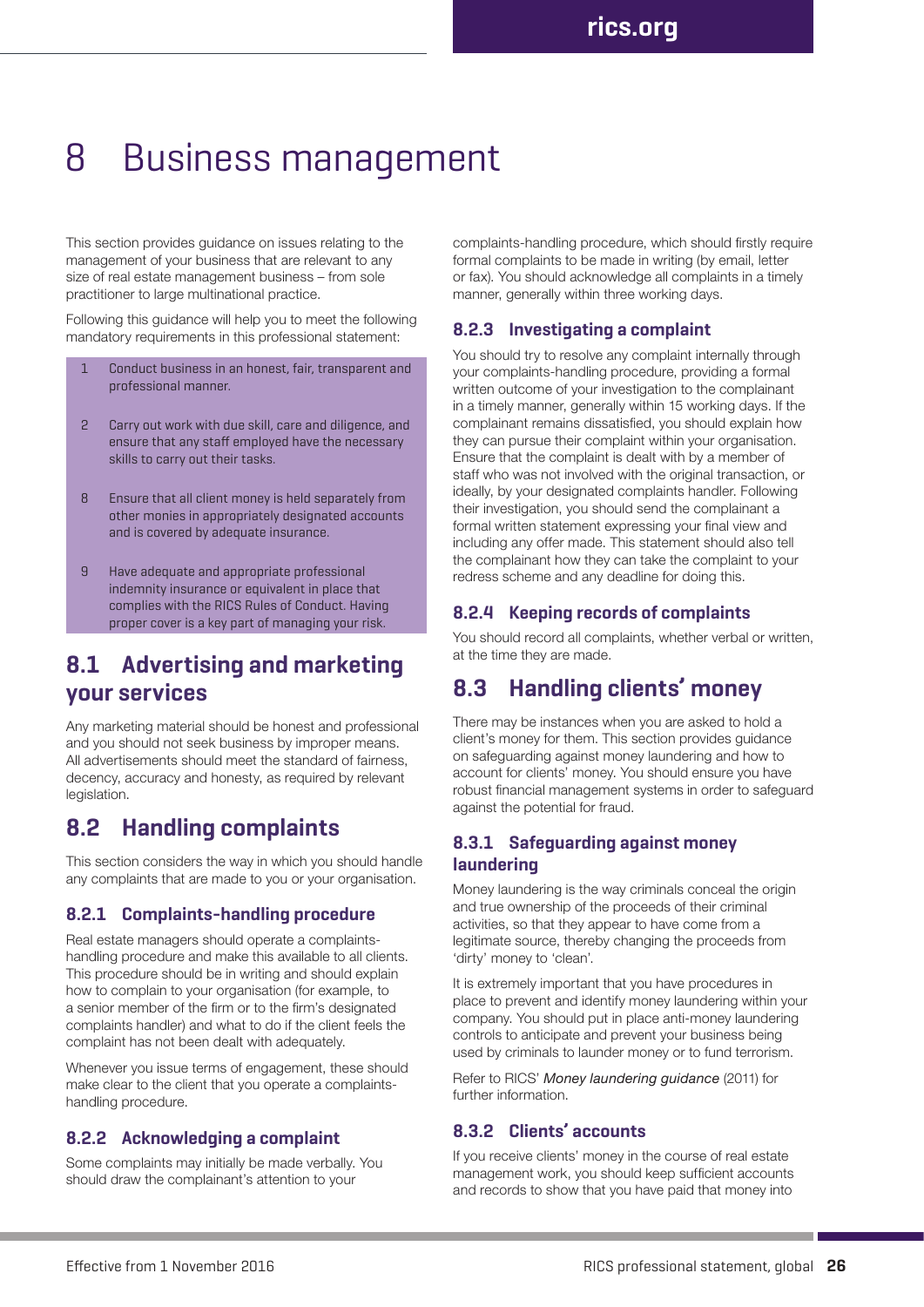# 8 Business management

This section provides guidance on issues relating to the management of your business that are relevant to any size of real estate management business – from sole practitioner to large multinational practice.

Following this guidance will help you to meet the following mandatory requirements in this professional statement:

1. Conduct business in an honest, fair, transparent and professional manner.
2. Carry out work with due skill, care and diligence, and ensure that any staff employed have the necessary skills to carry out their tasks.
8. Ensure that all client money is held separately from other monies in appropriately designated accounts and is covered by adequate insurance.
9. Have adequate and appropriate professional indemnity insurance or equivalent in place that complies with the RICS Rules of Conduct. Having proper cover is a key part of managing your risk.

## 8.1 Advertising and marketing your services

Any marketing material should be honest and professional and you should not seek business by improper means. All advertisements should meet the standard of fairness, decency, accuracy and honesty, as required by relevant legislation.

## 8.2 Handling complaints

This section considers the way in which you should handle any complaints that are made to you or your organisation.

### 8.2.1 Complaints-handling procedure

Real estate managers should operate a complaints-handling procedure and make this available to all clients. This procedure should be in writing and should explain how to complain to your organisation (for example, to a senior member of the firm or to the firm's designated complaints handler) and what to do if the client feels the complaint has not been dealt with adequately.

Whenever you issue terms of engagement, these should make clear to the client that you operate a complaints-handling procedure.

### 8.2.2 Acknowledging a complaint

Some complaints may initially be made verbally. You should draw the complainant's attention to your complaints-handling procedure, which should firstly require formal complaints to be made in writing (by email, letter or fax). You should acknowledge all complaints in a timely manner, generally within three working days.

### 8.2.3 Investigating a complaint

You should try to resolve any complaint internally through your complaints-handling procedure, providing a formal written outcome of your investigation to the complainant in a timely manner, generally within 15 working days. If the complainant remains dissatisfied, you should explain how they can pursue their complaint within your organisation. Ensure that the complaint is dealt with by a member of staff who was not involved with the original transaction, or ideally, by your designated complaints handler. Following their investigation, you should send the complainant a formal written statement expressing your final view and including any offer made. This statement should also tell the complainant how they can take the complaint to your redress scheme and any deadline for doing this.

### 8.2.4 Keeping records of complaints

You should record all complaints, whether verbal or written, at the time they are made.

## 8.3 Handling clients' money

There may be instances when you are asked to hold a client's money for them. This section provides guidance on safeguarding against money laundering and how to account for clients' money. You should ensure you have robust financial management systems in order to safeguard against the potential for fraud.

### 8.3.1 Safeguarding against money laundering

Money laundering is the way criminals conceal the origin and true ownership of the proceeds of their criminal activities, so that they appear to have come from a legitimate source, thereby changing the proceeds from 'dirty' money to 'clean'.

It is extremely important that you have procedures in place to prevent and identify money laundering within your company. You should put in place anti-money laundering controls to anticipate and prevent your business being used by criminals to launder money or to fund terrorism.

Refer to RICS' *Money laundering guidance* (2011) for further information.

### 8.3.2 Clients' accounts

If you receive clients' money in the course of real estate management work, you should keep sufficient accounts and records to show that you have paid that money into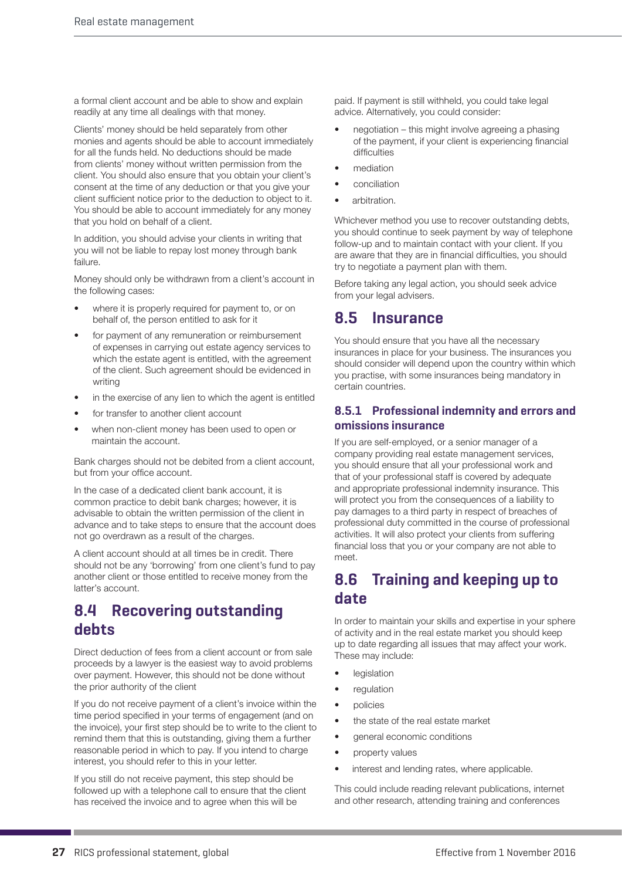a formal client account and be able to show and explain readily at any time all dealings with that money.

Clients' money should be held separately from other monies and agents should be able to account immediately for all the funds held. No deductions should be made from clients' money without written permission from the client. You should also ensure that you obtain your client's consent at the time of any deduction or that you give your client sufficient notice prior to the deduction to object to it. You should be able to account immediately for any money that you hold on behalf of a client.

In addition, you should advise your clients in writing that you will not be liable to repay lost money through bank failure.

Money should only be withdrawn from a client's account in the following cases:

- where it is properly required for payment to, or on behalf of, the person entitled to ask for it
- for payment of any remuneration or reimbursement of expenses in carrying out estate agency services to which the estate agent is entitled, with the agreement of the client. Such agreement should be evidenced in writing
- in the exercise of any lien to which the agent is entitled
- for transfer to another client account
- when non-client money has been used to open or maintain the account.

Bank charges should not be debited from a client account, but from your office account.

In the case of a dedicated client bank account, it is common practice to debit bank charges; however, it is advisable to obtain the written permission of the client in advance and to take steps to ensure that the account does not go overdrawn as a result of the charges.

A client account should at all times be in credit. There should not be any 'borrowing' from one client's fund to pay another client or those entitled to receive money from the latter's account.

## 8.4 Recovering outstanding debts

Direct deduction of fees from a client account or from sale proceeds by a lawyer is the easiest way to avoid problems over payment. However, this should not be done without the prior authority of the client

If you do not receive payment of a client's invoice within the time period specified in your terms of engagement (and on the invoice), your first step should be to write to the client to remind them that this is outstanding, giving them a further reasonable period in which to pay. If you intend to charge interest, you should refer to this in your letter.

If you still do not receive payment, this step should be followed up with a telephone call to ensure that the client has received the invoice and to agree when this will be paid. If payment is still withheld, you could take legal advice. Alternatively, you could consider:

- negotiation – this might involve agreeing a phasing of the payment, if your client is experiencing financial difficulties
- mediation
- conciliation
- arbitration.

Whichever method you use to recover outstanding debts, you should continue to seek payment by way of telephone follow-up and to maintain contact with your client. If you are aware that they are in financial difficulties, you should try to negotiate a payment plan with them.

Before taking any legal action, you should seek advice from your legal advisers.

## 8.5 Insurance

You should ensure that you have all the necessary insurances in place for your business. The insurances you should consider will depend upon the country within which you practise, with some insurances being mandatory in certain countries.

### 8.5.1 Professional indemnity and errors and omissions insurance

If you are self-employed, or a senior manager of a company providing real estate management services, you should ensure that all your professional work and that of your professional staff is covered by adequate and appropriate professional indemnity insurance. This will protect you from the consequences of a liability to pay damages to a third party in respect of breaches of professional duty committed in the course of professional activities. It will also protect your clients from suffering financial loss that you or your company are not able to meet.

## 8.6 Training and keeping up to date

In order to maintain your skills and expertise in your sphere of activity and in the real estate market you should keep up to date regarding all issues that may affect your work. These may include:

- legislation
- regulation
- policies
- the state of the real estate market
- general economic conditions
- property values
- interest and lending rates, where applicable.

This could include reading relevant publications, internet and other research, attending training and conferences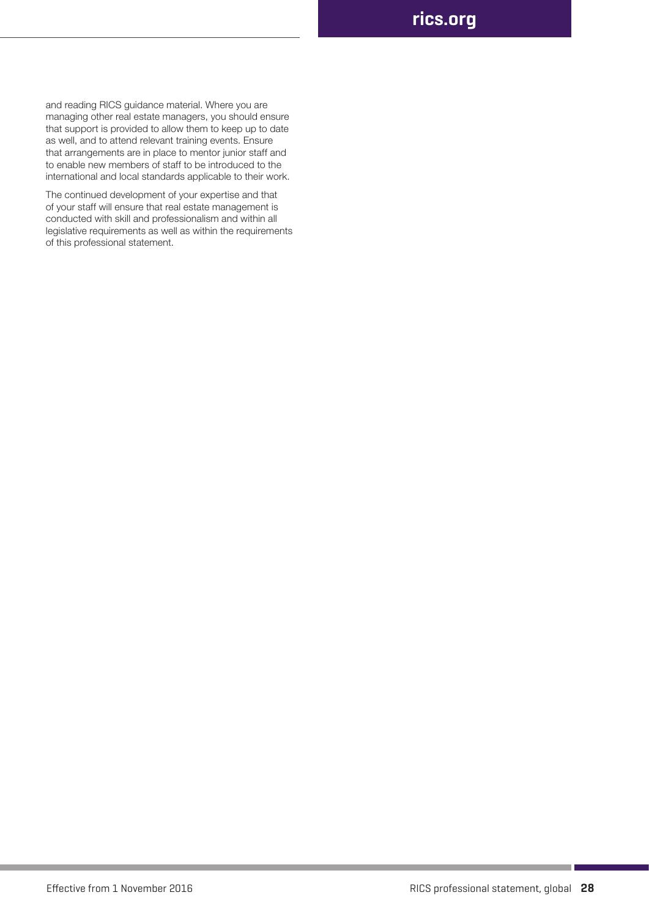and reading RICS guidance material. Where you are managing other real estate managers, you should ensure that support is provided to allow them to keep up to date as well, and to attend relevant training events. Ensure that arrangements are in place to mentor junior staff and to enable new members of staff to be introduced to the international and local standards applicable to their work.

The continued development of your expertise and that of your staff will ensure that real estate management is conducted with skill and professionalism and within all legislative requirements as well as within the requirements of this professional statement.